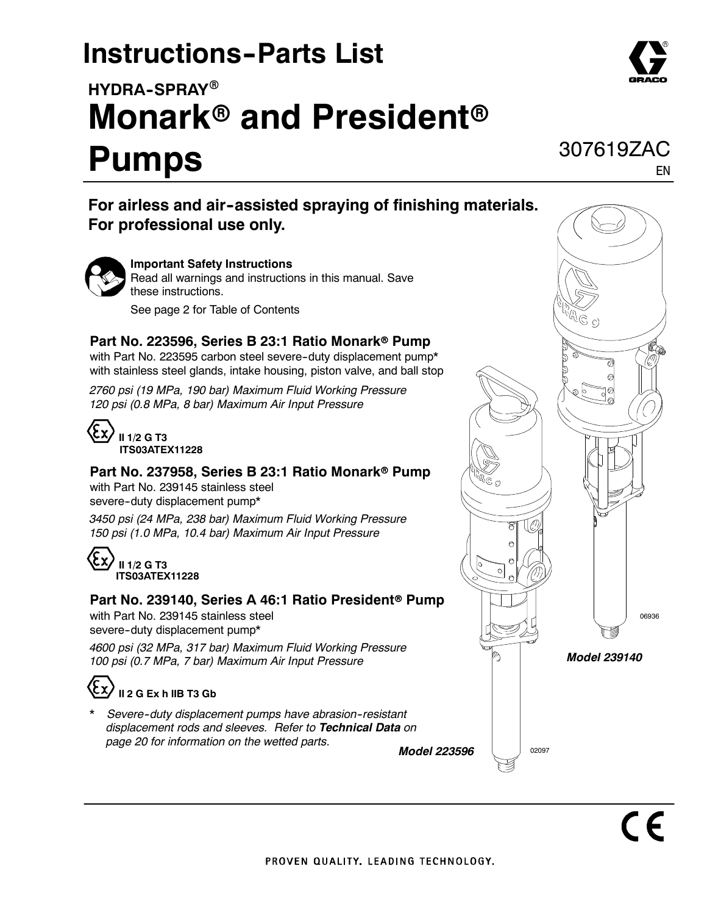# Instructions-Parts List

## HYDRA-SPRAY®

# Monark® and President® Pumps

307619ZAC

EN

**For airless and air-assisted spraying of finishing materials.**
**For professional use only.**

**Important Safety Instructions**
Read all warnings and instructions in this manual. Save these instructions.

See page 2 for Table of Contents

### Part No. 223596, Series B 23:1 Ratio Monark® Pump

with Part No. 223595 carbon steel severe-duty displacement pump* with stainless steel glands, intake housing, piston valve, and ball stop

*2760 psi (19 MPa, 190 bar) Maximum Fluid Working Pressure*
*120 psi (0.8 MPa, 8 bar) Maximum Air Input Pressure*

**II 1/2 G T3**
**ITS03ATEX11228**

### Part No. 237958, Series B 23:1 Ratio Monark® Pump

with Part No. 239145 stainless steel severe-duty displacement pump*

*3450 psi (24 MPa, 238 bar) Maximum Fluid Working Pressure*
*150 psi (1.0 MPa, 10.4 bar) Maximum Air Input Pressure*

**II 1/2 G T3**
**ITS03ATEX11228**

### Part No. 239140, Series A 46:1 Ratio President® Pump

with Part No. 239145 stainless steel severe-duty displacement pump*

*4600 psi (32 MPa, 317 bar) Maximum Fluid Working Pressure*
*100 psi (0.7 MPa, 7 bar) Maximum Air Input Pressure*

**II 2 G Ex h IIB T3 Gb**

\* *Severe-duty displacement pumps have abrasion-resistant displacement rods and sleeves. Refer to **Technical Data** on page 20 for information on the wetted parts.*

06936

***Model 239140***

02097

***Model 223596***

PROVEN QUALITY. LEADING TECHNOLOGY.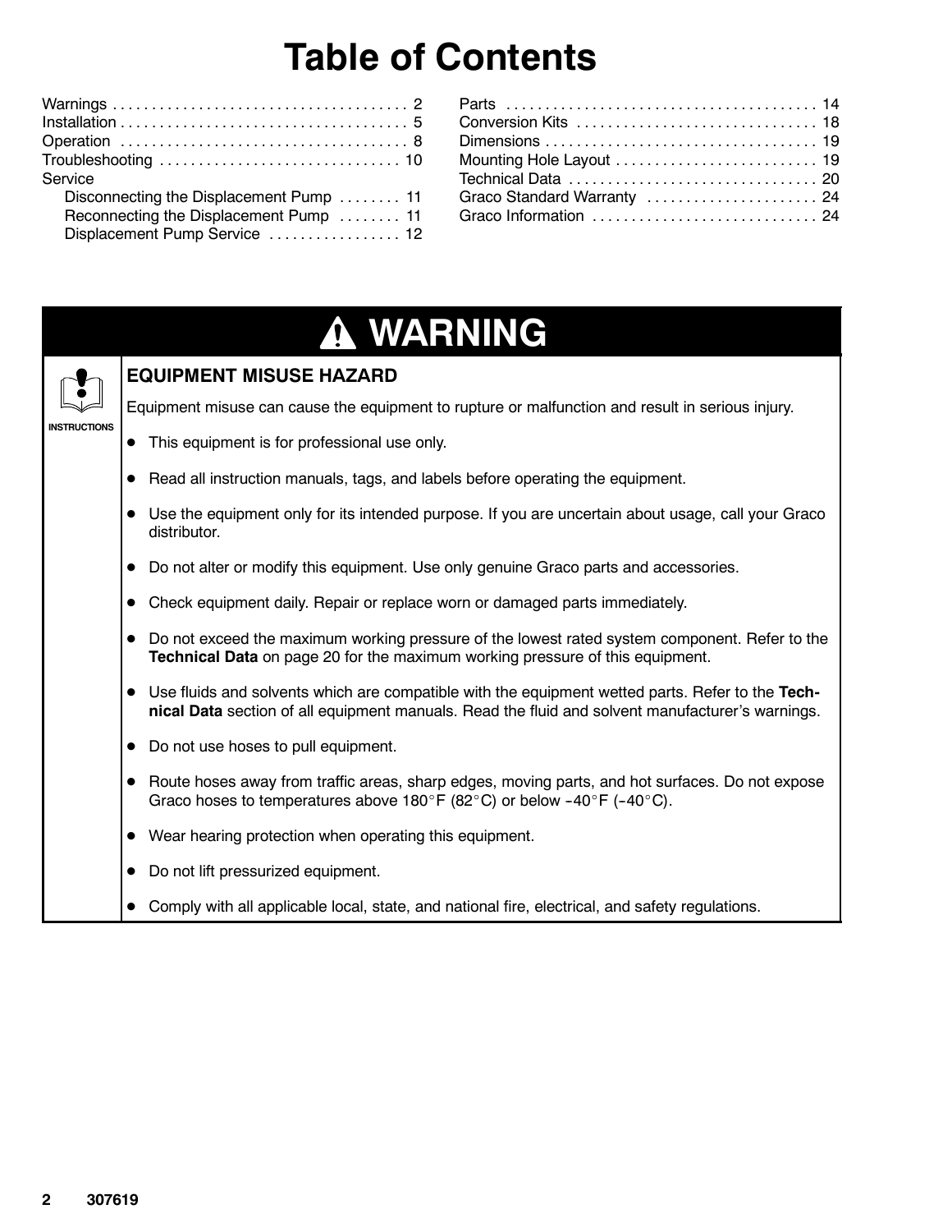# Table of Contents

Warnings . . . . . . . . . . . . . . . . . . . . . . . . . . . . . . . . . . . . . . 2
Installation . . . . . . . . . . . . . . . . . . . . . . . . . . . . . . . . . . . . . 5
Operation . . . . . . . . . . . . . . . . . . . . . . . . . . . . . . . . . . . . . 8
Troubleshooting . . . . . . . . . . . . . . . . . . . . . . . . . . . . . . 10
Service
- Disconnecting the Displacement Pump . . . . . . . . 11
- Reconnecting the Displacement Pump . . . . . . . . 11
- Displacement Pump Service . . . . . . . . . . . . . . . . . 12

Parts . . . . . . . . . . . . . . . . . . . . . . . . . . . . . . . . . . . . . . . 14
Conversion Kits . . . . . . . . . . . . . . . . . . . . . . . . . . . . . . 18
Dimensions . . . . . . . . . . . . . . . . . . . . . . . . . . . . . . . . . . 19
Mounting Hole Layout . . . . . . . . . . . . . . . . . . . . . . . . . 19
Technical Data . . . . . . . . . . . . . . . . . . . . . . . . . . . . . . . 20
Graco Standard Warranty . . . . . . . . . . . . . . . . . . . . . 24
Graco Information . . . . . . . . . . . . . . . . . . . . . . . . . . . . 24

# ⚠ WARNING

INSTRUCTIONS

## EQUIPMENT MISUSE HAZARD

Equipment misuse can cause the equipment to rupture or malfunction and result in serious injury.

- This equipment is for professional use only.
- Read all instruction manuals, tags, and labels before operating the equipment.
- Use the equipment only for its intended purpose. If you are uncertain about usage, call your Graco distributor.
- Do not alter or modify this equipment. Use only genuine Graco parts and accessories.
- Check equipment daily. Repair or replace worn or damaged parts immediately.
- Do not exceed the maximum working pressure of the lowest rated system component. Refer to the **Technical Data** on page 20 for the maximum working pressure of this equipment.
- Use fluids and solvents which are compatible with the equipment wetted parts. Refer to the **Technical Data** section of all equipment manuals. Read the fluid and solvent manufacturer's warnings.
- Do not use hoses to pull equipment.
- Route hoses away from traffic areas, sharp edges, moving parts, and hot surfaces. Do not expose Graco hoses to temperatures above 180°F (82°C) or below –40°F (–40°C).
- Wear hearing protection when operating this equipment.
- Do not lift pressurized equipment.
- Comply with all applicable local, state, and national fire, electrical, and safety regulations.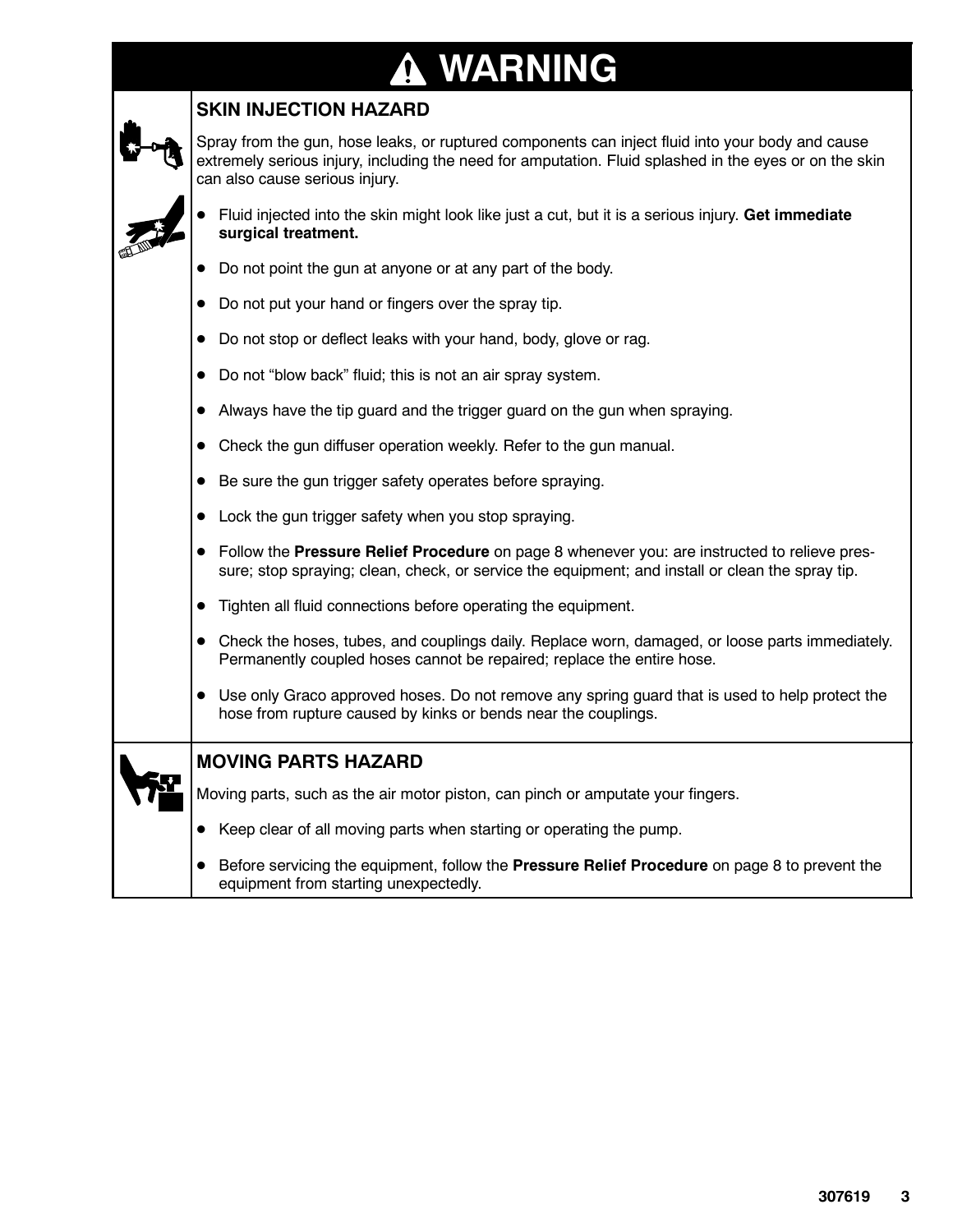# WARNING

## SKIN INJECTION HAZARD

Spray from the gun, hose leaks, or ruptured components can inject fluid into your body and cause extremely serious injury, including the need for amputation. Fluid splashed in the eyes or on the skin can also cause serious injury.

- Fluid injected into the skin might look like just a cut, but it is a serious injury. **Get immediate surgical treatment.**
- Do not point the gun at anyone or at any part of the body.
- Do not put your hand or fingers over the spray tip.
- Do not stop or deflect leaks with your hand, body, glove or rag.
- Do not "blow back" fluid; this is not an air spray system.
- Always have the tip guard and the trigger guard on the gun when spraying.
- Check the gun diffuser operation weekly. Refer to the gun manual.
- Be sure the gun trigger safety operates before spraying.
- Lock the gun trigger safety when you stop spraying.
- Follow the **Pressure Relief Procedure** on page 8 whenever you: are instructed to relieve pressure; stop spraying; clean, check, or service the equipment; and install or clean the spray tip.
- Tighten all fluid connections before operating the equipment.
- Check the hoses, tubes, and couplings daily. Replace worn, damaged, or loose parts immediately. Permanently coupled hoses cannot be repaired; replace the entire hose.
- Use only Graco approved hoses. Do not remove any spring guard that is used to help protect the hose from rupture caused by kinks or bends near the couplings.

## MOVING PARTS HAZARD

Moving parts, such as the air motor piston, can pinch or amputate your fingers.

- Keep clear of all moving parts when starting or operating the pump.
- Before servicing the equipment, follow the **Pressure Relief Procedure** on page 8 to prevent the equipment from starting unexpectedly.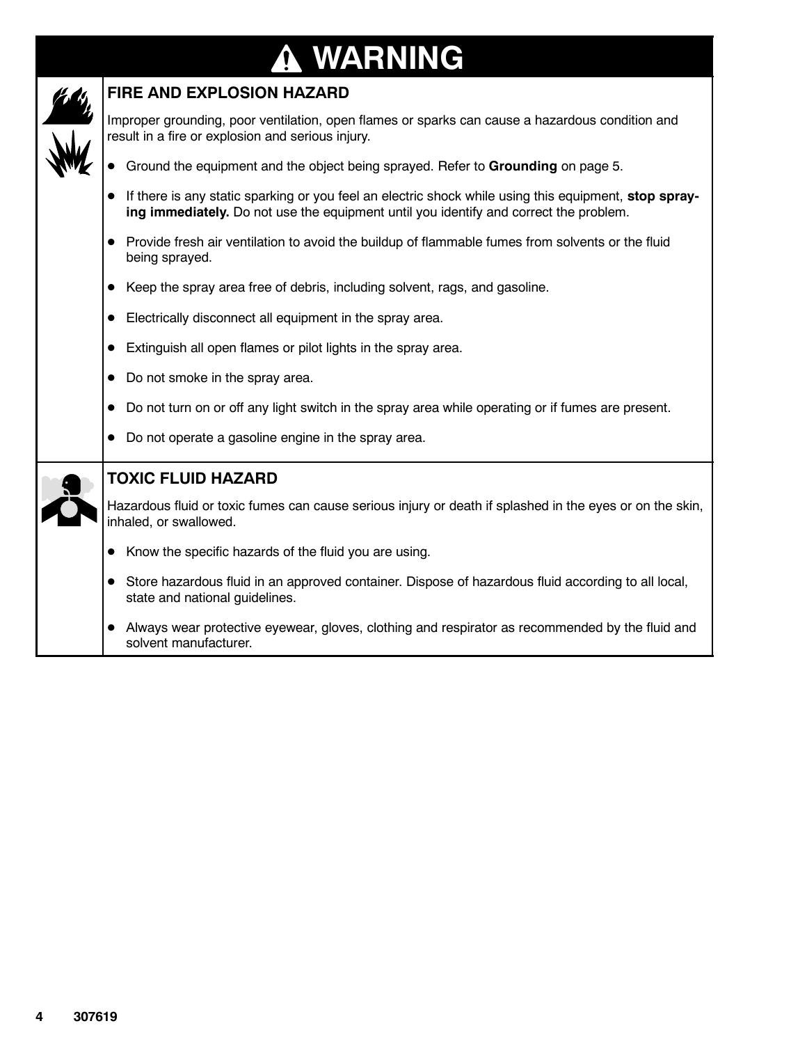# ⚠ WARNING

## FIRE AND EXPLOSION HAZARD

Improper grounding, poor ventilation, open flames or sparks can cause a hazardous condition and result in a fire or explosion and serious injury.

- Ground the equipment and the object being sprayed. Refer to **Grounding** on page 5.
- If there is any static sparking or you feel an electric shock while using this equipment, **stop spraying immediately.** Do not use the equipment until you identify and correct the problem.
- Provide fresh air ventilation to avoid the buildup of flammable fumes from solvents or the fluid being sprayed.
- Keep the spray area free of debris, including solvent, rags, and gasoline.
- Electrically disconnect all equipment in the spray area.
- Extinguish all open flames or pilot lights in the spray area.
- Do not smoke in the spray area.
- Do not turn on or off any light switch in the spray area while operating or if fumes are present.
- Do not operate a gasoline engine in the spray area.

## TOXIC FLUID HAZARD

Hazardous fluid or toxic fumes can cause serious injury or death if splashed in the eyes or on the skin, inhaled, or swallowed.

- Know the specific hazards of the fluid you are using.
- Store hazardous fluid in an approved container. Dispose of hazardous fluid according to all local, state and national guidelines.
- Always wear protective eyewear, gloves, clothing and respirator as recommended by the fluid and solvent manufacturer.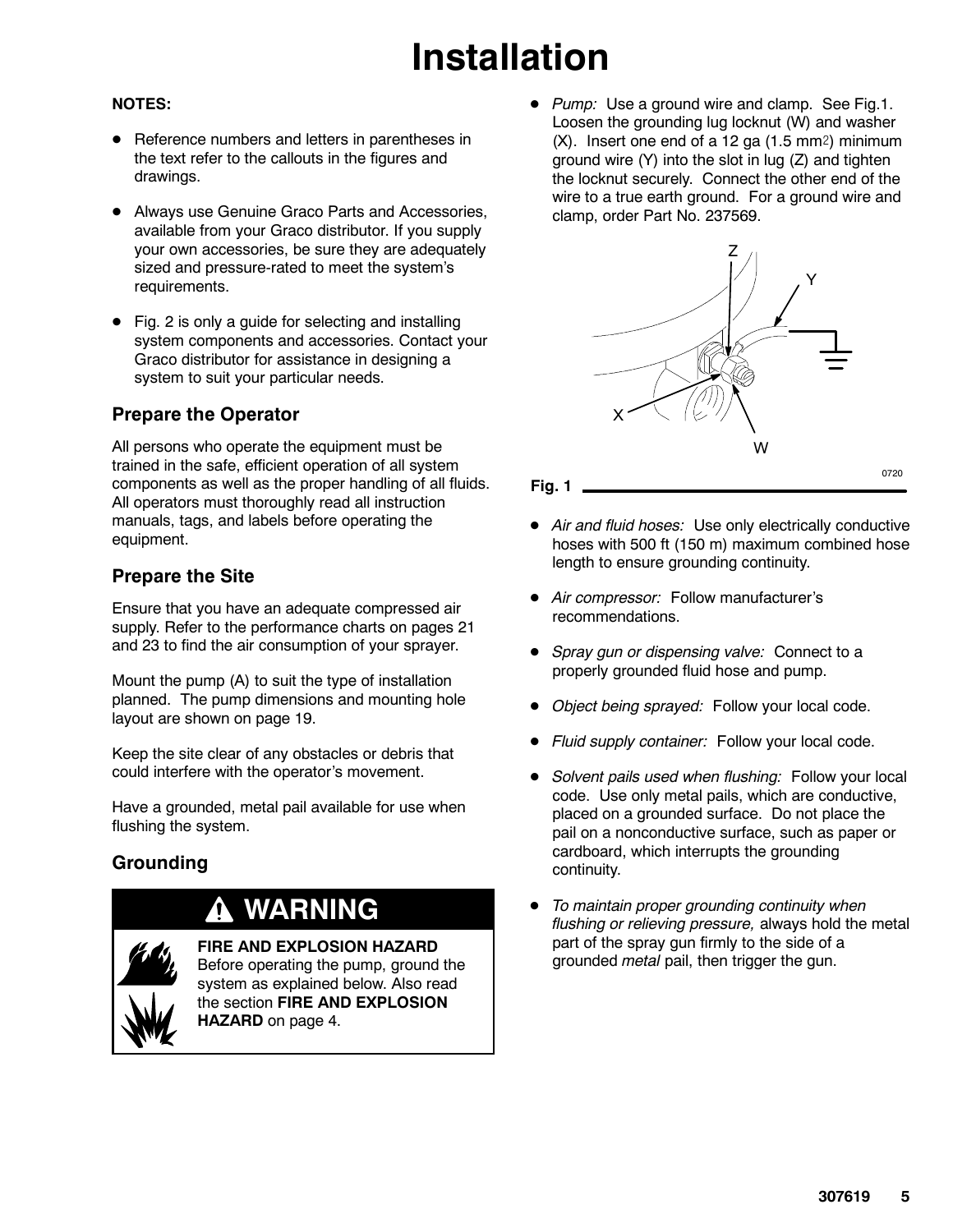# Installation

**NOTES:**

- Reference numbers and letters in parentheses in the text refer to the callouts in the figures and drawings.
- Always use Genuine Graco Parts and Accessories, available from your Graco distributor. If you supply your own accessories, be sure they are adequately sized and pressure-rated to meet the system's requirements.
- Fig. 2 is only a guide for selecting and installing system components and accessories. Contact your Graco distributor for assistance in designing a system to suit your particular needs.

## Prepare the Operator

All persons who operate the equipment must be trained in the safe, efficient operation of all system components as well as the proper handling of all fluids. All operators must thoroughly read all instruction manuals, tags, and labels before operating the equipment.

## Prepare the Site

Ensure that you have an adequate compressed air supply. Refer to the performance charts on pages 21 and 23 to find the air consumption of your sprayer.

Mount the pump (A) to suit the type of installation planned. The pump dimensions and mounting hole layout are shown on page 19.

Keep the site clear of any obstacles or debris that could interfere with the operator's movement.

Have a grounded, metal pail available for use when flushing the system.

## Grounding

**WARNING**

**FIRE AND EXPLOSION HAZARD**
Before operating the pump, ground the system as explained below. Also read the section **FIRE AND EXPLOSION HAZARD** on page 4.

- *Pump:* Use a ground wire and clamp. See Fig.1. Loosen the grounding lug locknut (W) and washer (X). Insert one end of a 12 ga (1.5 $mm^2$) minimum ground wire (Y) into the slot in lug (Z) and tighten the locknut securely. Connect the other end of the wire to a true earth ground. For a ground wire and clamp, order Part No. 237569.

Fig. 1

- *Air and fluid hoses:* Use only electrically conductive hoses with 500 ft (150 m) maximum combined hose length to ensure grounding continuity.
- *Air compressor:* Follow manufacturer's recommendations.
- *Spray gun or dispensing valve:* Connect to a properly grounded fluid hose and pump.
- *Object being sprayed:* Follow your local code.
- *Fluid supply container:* Follow your local code.
- *Solvent pails used when flushing:* Follow your local code. Use only metal pails, which are conductive, placed on a grounded surface. Do not place the pail on a nonconductive surface, such as paper or cardboard, which interrupts the grounding continuity.
- *To maintain proper grounding continuity when flushing or relieving pressure,* always hold the metal part of the spray gun firmly to the side of a grounded *metal* pail, then trigger the gun.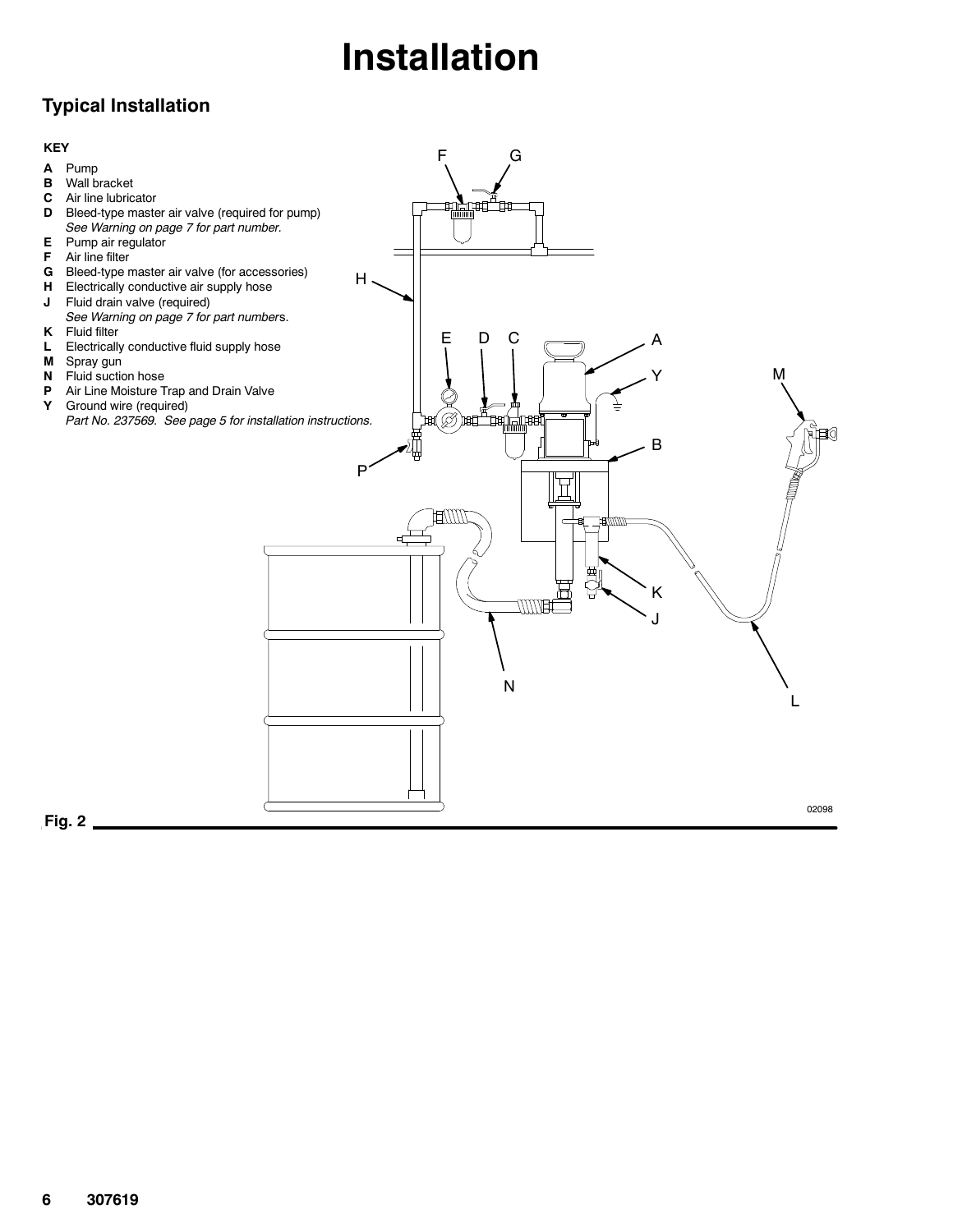# Installation

## Typical Installation

**KEY**

- **A** Pump
- **B** Wall bracket
- **C** Air line lubricator
- **D** Bleed-type master air valve (required for pump) *See Warning on page 7 for part number.*
- **E** Pump air regulator
- **F** Air line filter
- **G** Bleed-type master air valve (for accessories)
- **H** Electrically conductive air supply hose
- **J** Fluid drain valve (required) *See Warning on page 7 for part numbers.*
- **K** Fluid filter
- **L** Electrically conductive fluid supply hose
- **M** Spray gun
- **N** Fluid suction hose
- **P** Air Line Moisture Trap and Drain Valve
- **Y** Ground wire (required) *Part No. 237569. See page 5 for installation instructions.*

**Fig. 2**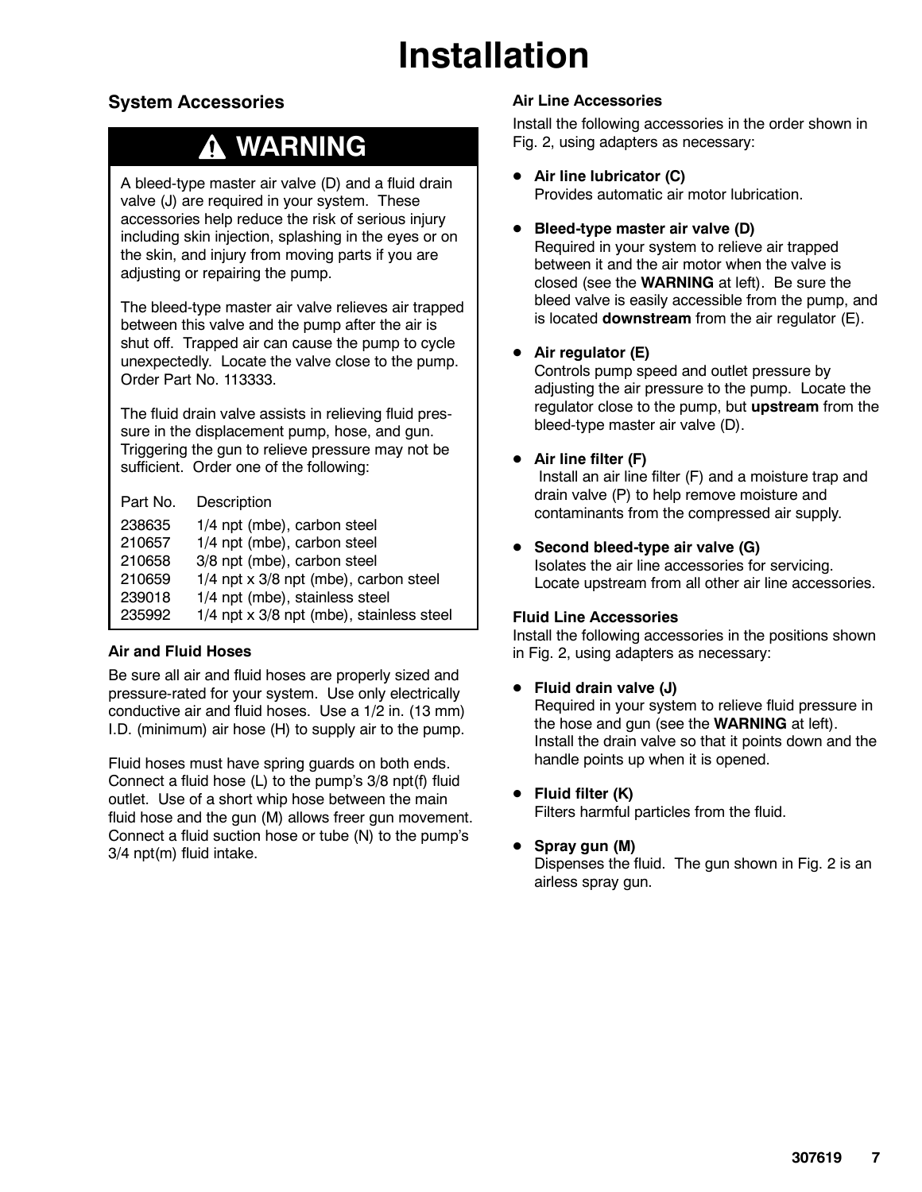# Installation

## System Accessories

### ⚠ WARNING

A bleed-type master air valve (D) and a fluid drain valve (J) are required in your system. These accessories help reduce the risk of serious injury including skin injection, splashing in the eyes or on the skin, and injury from moving parts if you are adjusting or repairing the pump.

The bleed-type master air valve relieves air trapped between this valve and the pump after the air is shut off. Trapped air can cause the pump to cycle unexpectedly. Locate the valve close to the pump. Order Part No. 113333.

The fluid drain valve assists in relieving fluid pressure in the displacement pump, hose, and gun. Triggering the gun to relieve pressure may not be sufficient. Order one of the following:

| Part No. | Description |
|---|---|
| 238635 | 1/4 npt (mbe), carbon steel |
| 210657 | 1/4 npt (mbe), carbon steel |
| 210658 | 3/8 npt (mbe), carbon steel |
| 210659 | 1/4 npt x 3/8 npt (mbe), carbon steel |
| 239018 | 1/4 npt (mbe), stainless steel |
| 235992 | 1/4 npt x 3/8 npt (mbe), stainless steel |

#### Air and Fluid Hoses

Be sure all air and fluid hoses are properly sized and pressure-rated for your system. Use only electrically conductive air and fluid hoses. Use a 1/2 in. (13 mm) I.D. (minimum) air hose (H) to supply air to the pump.

Fluid hoses must have spring guards on both ends. Connect a fluid hose (L) to the pump's 3/8 npt(f) fluid outlet. Use of a short whip hose between the main fluid hose and the gun (M) allows freer gun movement. Connect a fluid suction hose or tube (N) to the pump's 3/4 npt(m) fluid intake.

#### Air Line Accessories

Install the following accessories in the order shown in Fig. 2, using adapters as necessary:

- **Air line lubricator (C)**
  Provides automatic air motor lubrication.
- **Bleed-type master air valve (D)**
  Required in your system to relieve air trapped between it and the air motor when the valve is closed (see the **WARNING** at left). Be sure the bleed valve is easily accessible from the pump, and is located **downstream** from the air regulator (E).
- **Air regulator (E)**
  Controls pump speed and outlet pressure by adjusting the air pressure to the pump. Locate the regulator close to the pump, but **upstream** from the bleed-type master air valve (D).
- **Air line filter (F)**
  Install an air line filter (F) and a moisture trap and drain valve (P) to help remove moisture and contaminants from the compressed air supply.
- **Second bleed-type air valve (G)**
  Isolates the air line accessories for servicing. Locate upstream from all other air line accessories.

#### Fluid Line Accessories

Install the following accessories in the positions shown in Fig. 2, using adapters as necessary:

- **Fluid drain valve (J)**
  Required in your system to relieve fluid pressure in the hose and gun (see the **WARNING** at left). Install the drain valve so that it points down and the handle points up when it is opened.
- **Fluid filter (K)**
  Filters harmful particles from the fluid.
- **Spray gun (M)**
  Dispenses the fluid. The gun shown in Fig. 2 is an airless spray gun.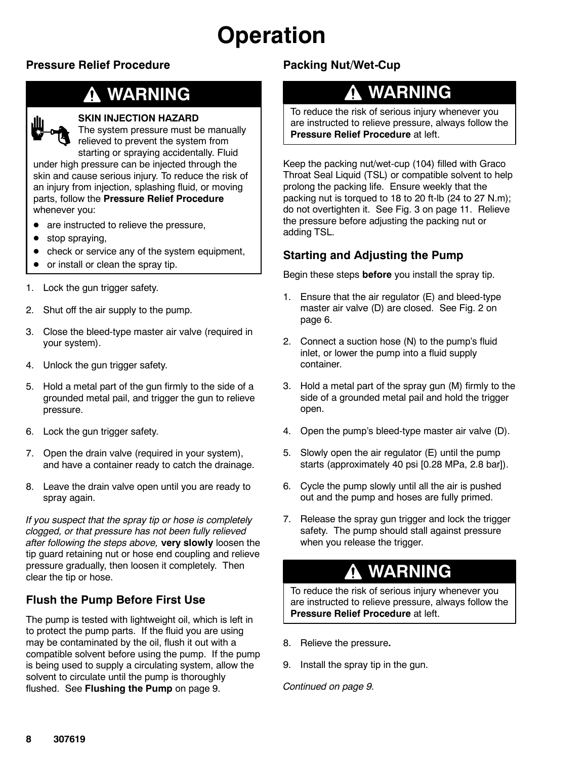# Operation

## Pressure Relief Procedure

**WARNING**

**SKIN INJECTION HAZARD**

The system pressure must be manually relieved to prevent the system from starting or spraying accidentally. Fluid under high pressure can be injected through the skin and cause serious injury. To reduce the risk of an injury from injection, splashing fluid, or moving parts, follow the **Pressure Relief Procedure** whenever you:

- are instructed to relieve the pressure,
- stop spraying,
- check or service any of the system equipment,
- or install or clean the spray tip.

1. Lock the gun trigger safety.
2. Shut off the air supply to the pump.
3. Close the bleed-type master air valve (required in your system).
4. Unlock the gun trigger safety.
5. Hold a metal part of the gun firmly to the side of a grounded metal pail, and trigger the gun to relieve pressure.
6. Lock the gun trigger safety.
7. Open the drain valve (required in your system), and have a container ready to catch the drainage.
8. Leave the drain valve open until you are ready to spray again.

*If you suspect that the spray tip or hose is completely clogged, or that pressure has not been fully relieved after following the steps above,* **very slowly** loosen the tip guard retaining nut or hose end coupling and relieve pressure gradually, then loosen it completely. Then clear the tip or hose.

## Flush the Pump Before First Use

The pump is tested with lightweight oil, which is left in to protect the pump parts. If the fluid you are using may be contaminated by the oil, flush it out with a compatible solvent before using the pump. If the pump is being used to supply a circulating system, allow the solvent to circulate until the pump is thoroughly flushed. See **Flushing the Pump** on page 9.

## Packing Nut/Wet-Cup

**WARNING**

To reduce the risk of serious injury whenever you are instructed to relieve pressure, always follow the **Pressure Relief Procedure** at left.

Keep the packing nut/wet-cup (104) filled with Graco Throat Seal Liquid (TSL) or compatible solvent to help prolong the packing life. Ensure weekly that the packing nut is torqued to 18 to 20 ft-lb (24 to 27 N.m); do not overtighten it. See Fig. 3 on page 11. Relieve the pressure before adjusting the packing nut or adding TSL.

## Starting and Adjusting the Pump

Begin these steps **before** you install the spray tip.

1. Ensure that the air regulator (E) and bleed-type master air valve (D) are closed. See Fig. 2 on page 6.
2. Connect a suction hose (N) to the pump's fluid inlet, or lower the pump into a fluid supply container.
3. Hold a metal part of the spray gun (M) firmly to the side of a grounded metal pail and hold the trigger open.
4. Open the pump's bleed-type master air valve (D).
5. Slowly open the air regulator (E) until the pump starts (approximately 40 psi [0.28 MPa, 2.8 bar]).
6. Cycle the pump slowly until all the air is pushed out and the pump and hoses are fully primed.
7. Release the spray gun trigger and lock the trigger safety. The pump should stall against pressure when you release the trigger.

**WARNING**

To reduce the risk of serious injury whenever you are instructed to relieve pressure, always follow the **Pressure Relief Procedure** at left.

8. Relieve the pressure.
9. Install the spray tip in the gun.

*Continued on page 9.*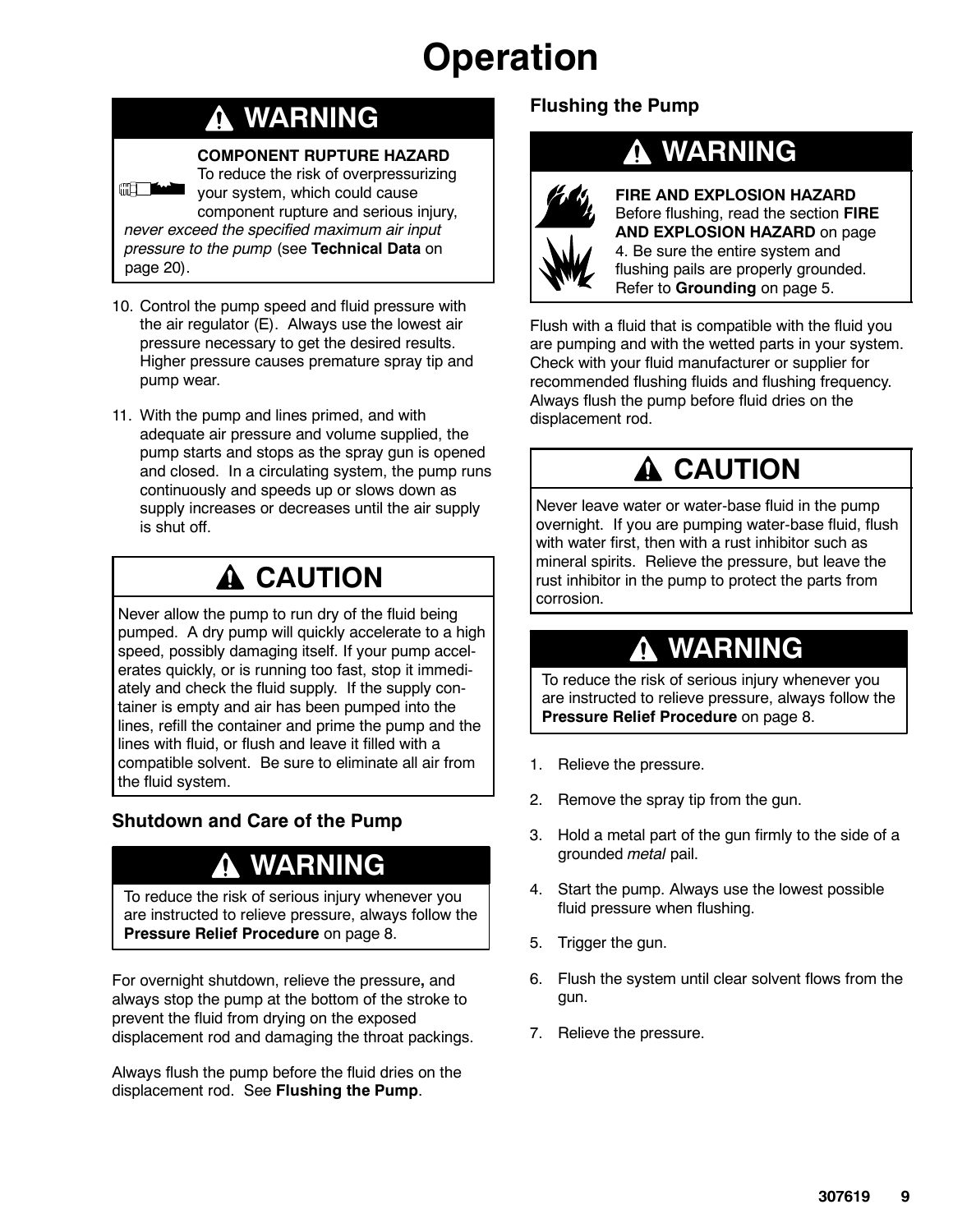# Operation

## ⚠ WARNING

**COMPONENT RUPTURE HAZARD**
To reduce the risk of overpressurizing your system, which could cause component rupture and serious injury, *never exceed the specified maximum air input pressure to the pump* (see **Technical Data** on page 20).

10. Control the pump speed and fluid pressure with the air regulator (E). Always use the lowest air pressure necessary to get the desired results. Higher pressure causes premature spray tip and pump wear.

11. With the pump and lines primed, and with adequate air pressure and volume supplied, the pump starts and stops as the spray gun is opened and closed. In a circulating system, the pump runs continuously and speeds up or slows down as supply increases or decreases until the air supply is shut off.

## ⚠ CAUTION

Never allow the pump to run dry of the fluid being pumped. A dry pump will quickly accelerate to a high speed, possibly damaging itself. If your pump accelerates quickly, or is running too fast, stop it immediately and check the fluid supply. If the supply container is empty and air has been pumped into the lines, refill the container and prime the pump and the lines with fluid, or flush and leave it filled with a compatible solvent. Be sure to eliminate all air from the fluid system.

### Shutdown and Care of the Pump

## ⚠ WARNING

To reduce the risk of serious injury whenever you are instructed to relieve pressure, always follow the **Pressure Relief Procedure** on page 8.

For overnight shutdown, relieve the pressure**,** and always stop the pump at the bottom of the stroke to prevent the fluid from drying on the exposed displacement rod and damaging the throat packings.

Always flush the pump before the fluid dries on the displacement rod. See **Flushing the Pump**.

### Flushing the Pump

## ⚠ WARNING

**FIRE AND EXPLOSION HAZARD**
Before flushing, read the section **FIRE AND EXPLOSION HAZARD** on page 4. Be sure the entire system and flushing pails are properly grounded. Refer to **Grounding** on page 5.

Flush with a fluid that is compatible with the fluid you are pumping and with the wetted parts in your system. Check with your fluid manufacturer or supplier for recommended flushing fluids and flushing frequency. Always flush the pump before fluid dries on the displacement rod.

## ⚠ CAUTION

Never leave water or water-base fluid in the pump overnight. If you are pumping water-base fluid, flush with water first, then with a rust inhibitor such as mineral spirits. Relieve the pressure, but leave the rust inhibitor in the pump to protect the parts from corrosion.

## ⚠ WARNING

To reduce the risk of serious injury whenever you are instructed to relieve pressure, always follow the **Pressure Relief Procedure** on page 8.

1. Relieve the pressure.
2. Remove the spray tip from the gun.
3. Hold a metal part of the gun firmly to the side of a grounded *metal* pail.
4. Start the pump. Always use the lowest possible fluid pressure when flushing.
5. Trigger the gun.
6. Flush the system until clear solvent flows from the gun.
7. Relieve the pressure.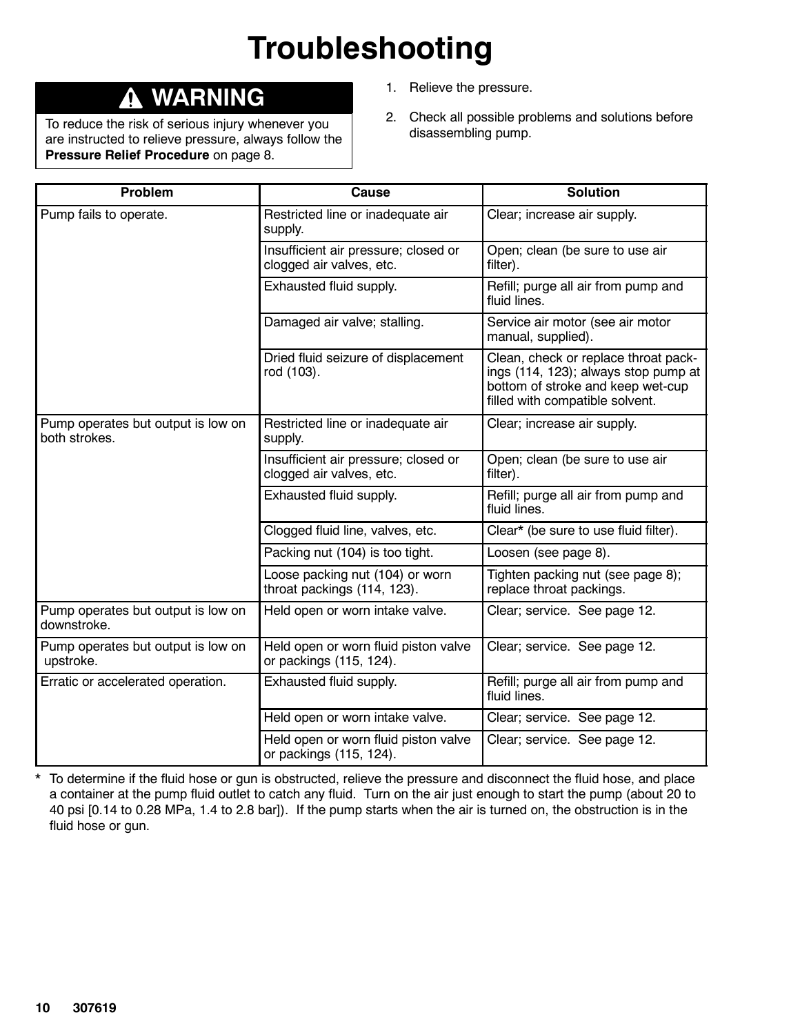# Troubleshooting

**⚠ WARNING**

To reduce the risk of serious injury whenever you are instructed to relieve pressure, always follow the **Pressure Relief Procedure** on page 8.

1. Relieve the pressure.
2. Check all possible problems and solutions before disassembling pump.

| Problem | Cause | Solution |
| --- | --- | --- |
| Pump fails to operate. | Restricted line or inadequate air supply. | Clear; increase air supply. |
| | Insufficient air pressure; closed or clogged air valves, etc. | Open; clean (be sure to use air filter). |
| | Exhausted fluid supply. | Refill; purge all air from pump and fluid lines. |
| | Damaged air valve; stalling. | Service air motor (see air motor manual, supplied). |
| | Dried fluid seizure of displacement rod (103). | Clean, check or replace throat packings (114, 123); always stop pump at bottom of stroke and keep wet-cup filled with compatible solvent. |
| Pump operates but output is low on both strokes. | Restricted line or inadequate air supply. | Clear; increase air supply. |
| | Insufficient air pressure; closed or clogged air valves, etc. | Open; clean (be sure to use air filter). |
| | Exhausted fluid supply. | Refill; purge all air from pump and fluid lines. |
| | Clogged fluid line, valves, etc. | Clear* (be sure to use fluid filter). |
| | Packing nut (104) is too tight. | Loosen (see page 8). |
| | Loose packing nut (104) or worn throat packings (114, 123). | Tighten packing nut (see page 8); replace throat packings. |
| Pump operates but output is low on downstroke. | Held open or worn intake valve. | Clear; service. See page 12. |
| Pump operates but output is low on upstroke. | Held open or worn fluid piston valve or packings (115, 124). | Clear; service. See page 12. |
| Erratic or accelerated operation. | Exhausted fluid supply. | Refill; purge all air from pump and fluid lines. |
| | Held open or worn intake valve. | Clear; service. See page 12. |
| | Held open or worn fluid piston valve or packings (115, 124). | Clear; service. See page 12. |

\* To determine if the fluid hose or gun is obstructed, relieve the pressure and disconnect the fluid hose, and place a container at the pump fluid outlet to catch any fluid. Turn on the air just enough to start the pump (about 20 to 40 psi [0.14 to 0.28 MPa, 1.4 to 2.8 bar]). If the pump starts when the air is turned on, the obstruction is in the fluid hose or gun.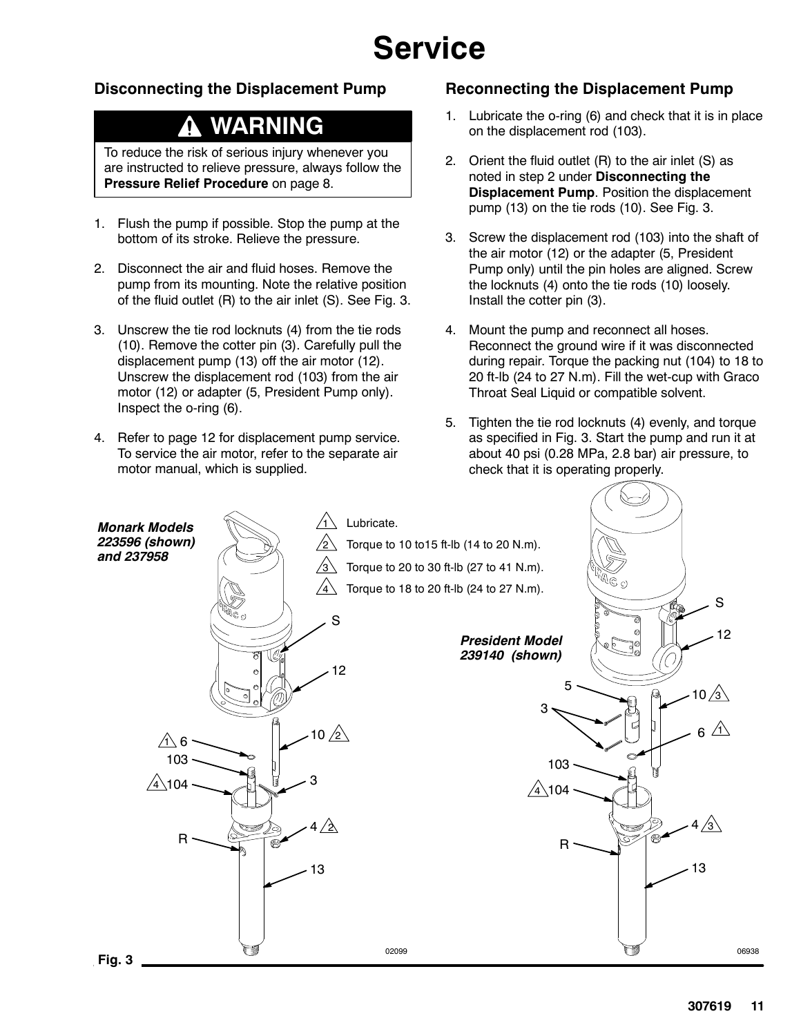# Service

## Disconnecting the Displacement Pump

> **⚠ WARNING**
>
> To reduce the risk of serious injury whenever you are instructed to relieve pressure, always follow the **Pressure Relief Procedure** on page 8.

1. Flush the pump if possible. Stop the pump at the bottom of its stroke. Relieve the pressure.
2. Disconnect the air and fluid hoses. Remove the pump from its mounting. Note the relative position of the fluid outlet (R) to the air inlet (S). See Fig. 3.
3. Unscrew the tie rod locknuts (4) from the tie rods (10). Remove the cotter pin (3). Carefully pull the displacement pump (13) off the air motor (12). Unscrew the displacement rod (103) from the air motor (12) or adapter (5, President Pump only). Inspect the o-ring (6).
4. Refer to page 12 for displacement pump service. To service the air motor, refer to the separate air motor manual, which is supplied.

## Reconnecting the Displacement Pump

1. Lubricate the o-ring (6) and check that it is in place on the displacement rod (103).
2. Orient the fluid outlet (R) to the air inlet (S) as noted in step 2 under **Disconnecting the Displacement Pump**. Position the displacement pump (13) on the tie rods (10). See Fig. 3.
3. Screw the displacement rod (103) into the shaft of the air motor (12) or the adapter (5, President Pump only) until the pin holes are aligned. Screw the locknuts (4) onto the tie rods (10) loosely. Install the cotter pin (3).
4. Mount the pump and reconnect all hoses. Reconnect the ground wire if it was disconnected during repair. Torque the packing nut (104) to 18 to 20 ft-lb (24 to 27 N.m). Fill the wet-cup with Graco Throat Seal Liquid or compatible solvent.
5. Tighten the tie rod locknuts (4) evenly, and torque as specified in Fig. 3. Start the pump and run it at about 40 psi (0.28 MPa, 2.8 bar) air pressure, to check that it is operating properly.

*Monark Models 223596 (shown) and 237958*

*President Model 239140 (shown)*

1. Lubricate.
2. Torque to 10 to15 ft-lb (14 to 20 N.m).
3. Torque to 20 to 30 ft-lb (27 to 41 N.m).
4. Torque to 18 to 20 ft-lb (24 to 27 N.m).

Fig. 3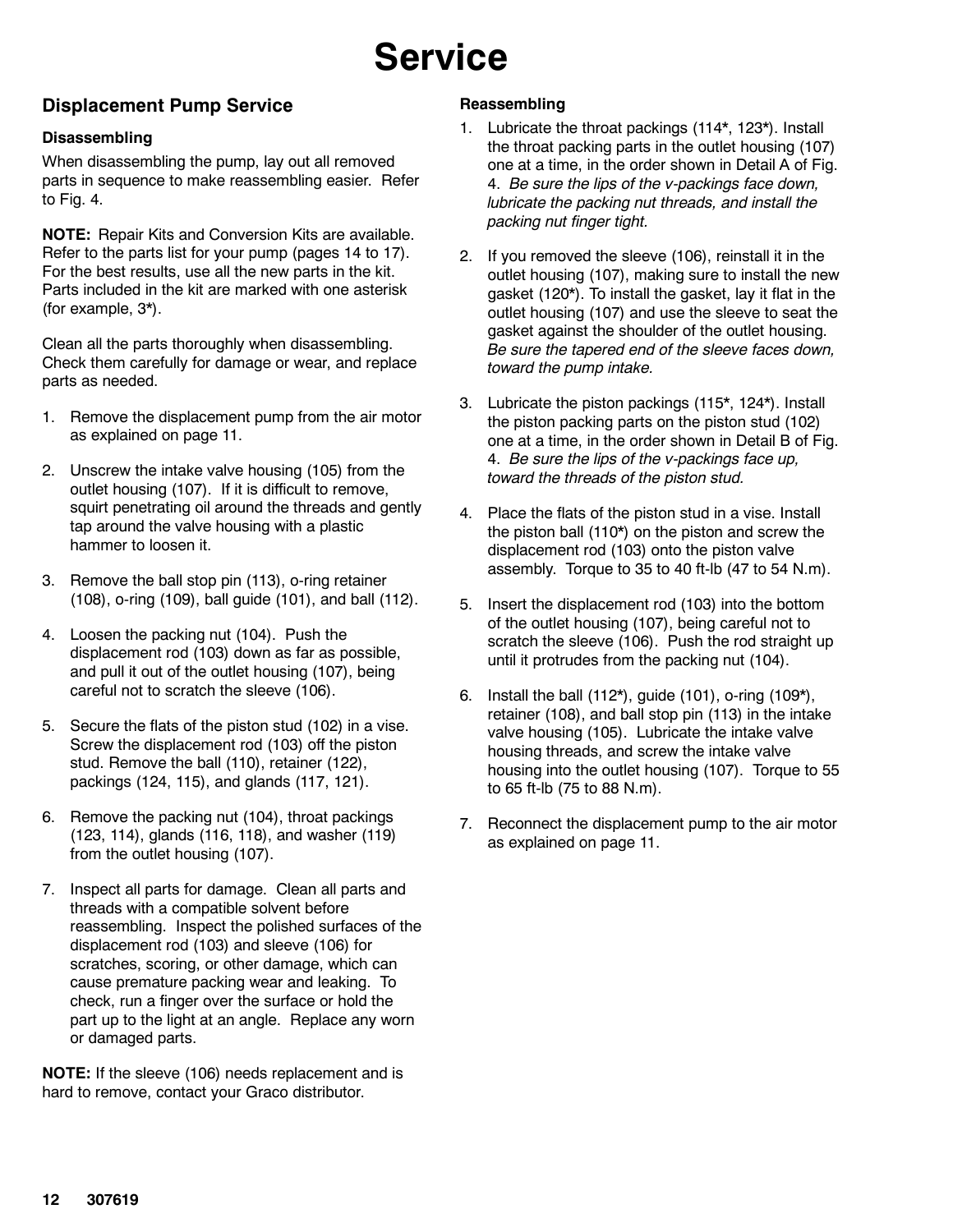# Service

## Displacement Pump Service

### Disassembling

When disassembling the pump, lay out all removed parts in sequence to make reassembling easier. Refer to Fig. 4.

**NOTE:** Repair Kits and Conversion Kits are available. Refer to the parts list for your pump (pages 14 to 17). For the best results, use all the new parts in the kit. Parts included in the kit are marked with one asterisk (for example, 3*).

Clean all the parts thoroughly when disassembling. Check them carefully for damage or wear, and replace parts as needed.

1. Remove the displacement pump from the air motor as explained on page 11.
2. Unscrew the intake valve housing (105) from the outlet housing (107). If it is difficult to remove, squirt penetrating oil around the threads and gently tap around the valve housing with a plastic hammer to loosen it.
3. Remove the ball stop pin (113), o-ring retainer (108), o-ring (109), ball guide (101), and ball (112).
4. Loosen the packing nut (104). Push the displacement rod (103) down as far as possible, and pull it out of the outlet housing (107), being careful not to scratch the sleeve (106).
5. Secure the flats of the piston stud (102) in a vise. Screw the displacement rod (103) off the piston stud. Remove the ball (110), retainer (122), packings (124, 115), and glands (117, 121).
6. Remove the packing nut (104), throat packings (123, 114), glands (116, 118), and washer (119) from the outlet housing (107).
7. Inspect all parts for damage. Clean all parts and threads with a compatible solvent before reassembling. Inspect the polished surfaces of the displacement rod (103) and sleeve (106) for scratches, scoring, or other damage, which can cause premature packing wear and leaking. To check, run a finger over the surface or hold the part up to the light at an angle. Replace any worn or damaged parts.

**NOTE:** If the sleeve (106) needs replacement and is hard to remove, contact your Graco distributor.

### Reassembling

1. Lubricate the throat packings (114*, 123*). Install the throat packing parts in the outlet housing (107) one at a time, in the order shown in Detail A of Fig. 4. *Be sure the lips of the v-packings face down, lubricate the packing nut threads, and install the packing nut finger tight.*
2. If you removed the sleeve (106), reinstall it in the outlet housing (107), making sure to install the new gasket (120*). To install the gasket, lay it flat in the outlet housing (107) and use the sleeve to seat the gasket against the shoulder of the outlet housing. *Be sure the tapered end of the sleeve faces down, toward the pump intake.*
3. Lubricate the piston packings (115*, 124*). Install the piston packing parts on the piston stud (102) one at a time, in the order shown in Detail B of Fig. 4. *Be sure the lips of the v-packings face up, toward the threads of the piston stud.*
4. Place the flats of the piston stud in a vise. Install the piston ball (110*) on the piston and screw the displacement rod (103) onto the piston valve assembly. Torque to 35 to 40 ft-lb (47 to 54 N.m).
5. Insert the displacement rod (103) into the bottom of the outlet housing (107), being careful not to scratch the sleeve (106). Push the rod straight up until it protrudes from the packing nut (104).
6. Install the ball (112*), guide (101), o-ring (109*), retainer (108), and ball stop pin (113) in the intake valve housing (105). Lubricate the intake valve housing threads, and screw the intake valve housing into the outlet housing (107). Torque to 55 to 65 ft-lb (75 to 88 N.m).
7. Reconnect the displacement pump to the air motor as explained on page 11.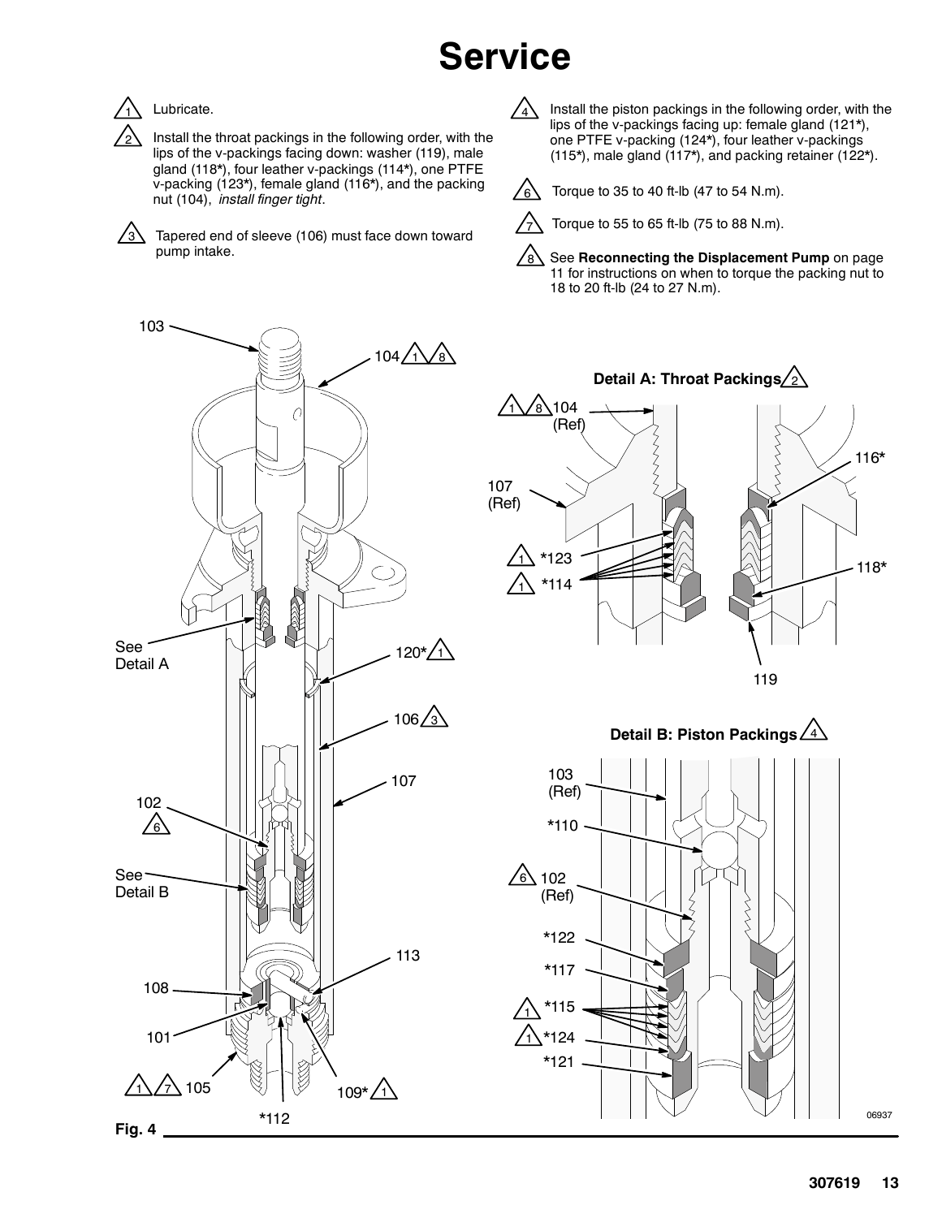# Service

1. Lubricate.
2. Install the throat packings in the following order, with the lips of the v-packings facing down: washer (119), male gland (118*), four leather v-packings (114*), one PTFE v-packing (123*), female gland (116*), and the packing nut (104), *install finger tight*.
3. Tapered end of sleeve (106) must face down toward pump intake.
4. Install the piston packings in the following order, with the lips of the v-packings facing up: female gland (121*), one PTFE v-packing (124*), four leather v-packings (115*), male gland (117*), and packing retainer (122*).
6. Torque to 35 to 40 ft-lb (47 to 54 N.m).
7. Torque to 55 to 65 ft-lb (75 to 88 N.m).
8. See **Reconnecting the Displacement Pump** on page 11 for instructions on when to torque the packing nut to 18 to 20 ft-lb (24 to 27 N.m).

**Detail A: Throat Packings**

**Detail B: Piston Packings**

**Fig. 4**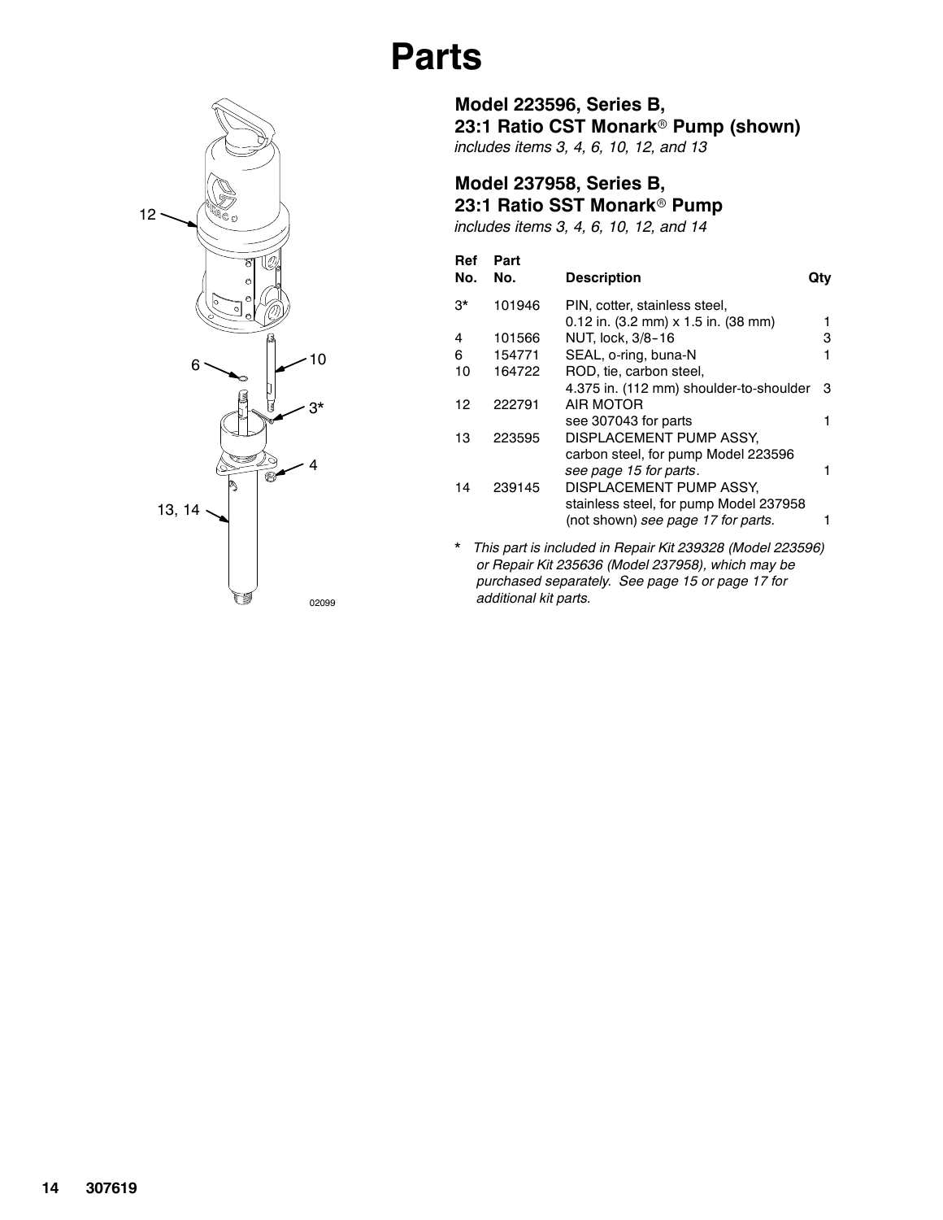# Parts

## Model 223596, Series B, 23:1 Ratio CST Monark® Pump (shown)

*includes items 3, 4, 6, 10, 12, and 13*

## Model 237958, Series B, 23:1 Ratio SST Monark® Pump

*includes items 3, 4, 6, 10, 12, and 14*

| Ref No. | Part No. | Description | Qty |
|---|---|---|---|
| 3* | 101946 | PIN, cotter, stainless steel, 0.12 in. (3.2 mm) x 1.5 in. (38 mm) | 1 |
| 4 | 101566 | NUT, lock, 3/8–16 | 3 |
| 6 | 154771 | SEAL, o-ring, buna-N | 1 |
| 10 | 164722 | ROD, tie, carbon steel, 4.375 in. (112 mm) shoulder-to-shoulder | 3 |
| 12 | 222791 | AIR MOTOR see 307043 for parts | 1 |
| 13 | 223595 | DISPLACEMENT PUMP ASSY, carbon steel, for pump Model 223596 *see page 15 for parts*. | 1 |
| 14 | 239145 | DISPLACEMENT PUMP ASSY, stainless steel, for pump Model 237958 (not shown) *see page 17 for parts.* | 1 |

\* *This part is included in Repair Kit 239328 (Model 223596) or Repair Kit 235636 (Model 237958), which may be purchased separately. See page 15 or page 17 for additional kit parts.*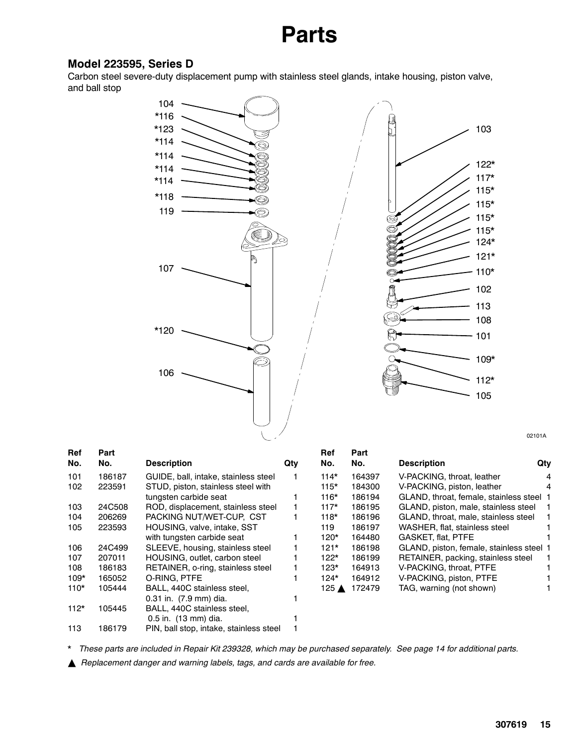# Parts

### Model 223595, Series D

Carbon steel severe-duty displacement pump with stainless steel glands, intake housing, piston valve, and ball stop

| Ref No. | Part No. | Description | Qty |
|---|---|---|---|
| 101 | 186187 | GUIDE, ball, intake, stainless steel | 1 |
| 102 | 223591 | STUD, piston, stainless steel with tungsten carbide seat | 1 |
| 103 | 24C508 | ROD, displacement, stainless steel | 1 |
| 104 | 206269 | PACKING NUT/WET-CUP, CST | 1 |
| 105 | 223593 | HOUSING, valve, intake, SST with tungsten carbide seat | 1 |
| 106 | 24C499 | SLEEVE, housing, stainless steel | 1 |
| 107 | 207011 | HOUSING, outlet, carbon steel | 1 |
| 108 | 186183 | RETAINER, o-ring, stainless steel | 1 |
| 109* | 165052 | O-RING, PTFE | 1 |
| 110* | 105444 | BALL, 440C stainless steel, 0.31 in. (7.9 mm) dia. | 1 |
| 112* | 105445 | BALL, 440C stainless steel, 0.5 in. (13 mm) dia. | 1 |
| 113 | 186179 | PIN, ball stop, intake, stainless steel | 1 |
| 114* | 164397 | V-PACKING, throat, leather | 4 |
| 115* | 184300 | V-PACKING, piston, leather | 4 |
| 116* | 186194 | GLAND, throat, female, stainless steel | 1 |
| 117* | 186195 | GLAND, piston, male, stainless steel | 1 |
| 118* | 186196 | GLAND, throat, male, stainless steel | 1 |
| 119 | 186197 | WASHER, flat, stainless steel | 1 |
| 120* | 164480 | GASKET, flat, PTFE | 1 |
| 121* | 186198 | GLAND, piston, female, stainless steel | 1 |
| 122* | 186199 | RETAINER, packing, stainless steel | 1 |
| 123* | 164913 | V-PACKING, throat, PTFE | 1 |
| 124* | 164912 | V-PACKING, piston, PTFE | 1 |
| 125 ▲ | 172479 | TAG, warning (not shown) | 1 |

\* *These parts are included in Repair Kit 239328, which may be purchased separately. See page 14 for additional parts.*

▲ *Replacement danger and warning labels, tags, and cards are available for free.*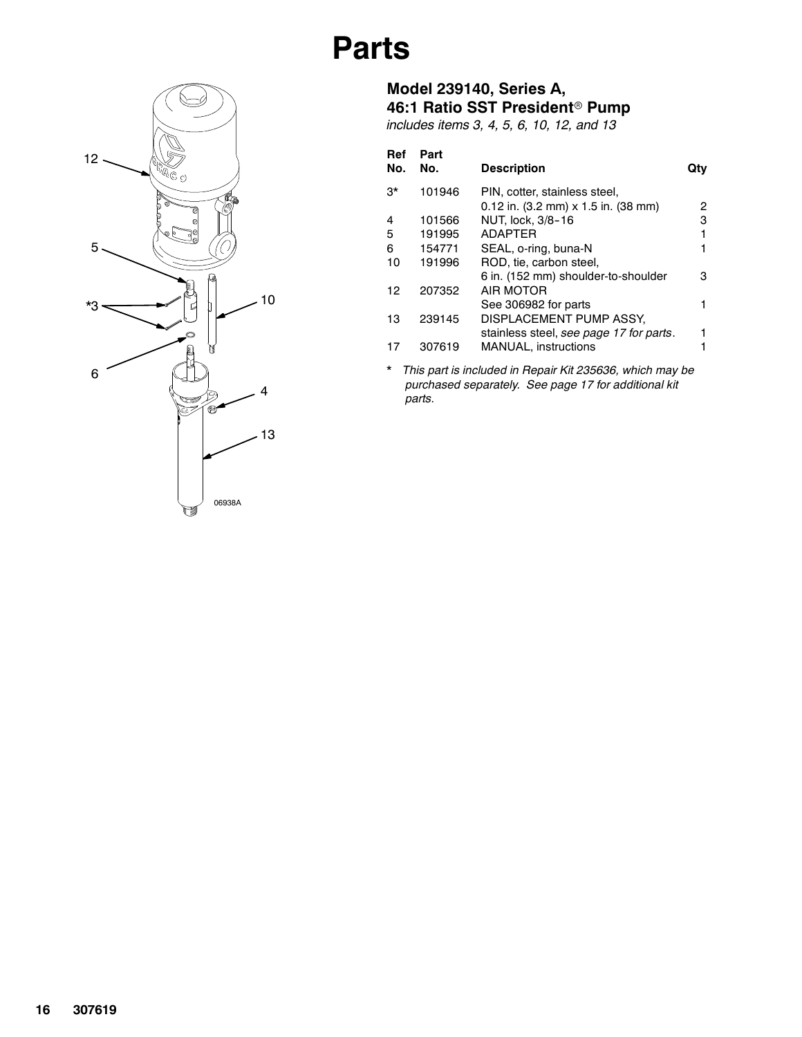# Parts

## Model 239140, Series A, 46:1 Ratio SST President® Pump

*includes items 3, 4, 5, 6, 10, 12, and 13*

| Ref No. | Part No. | Description | Qty |
|---|---|---|---|
| 3* | 101946 | PIN, cotter, stainless steel, 0.12 in. (3.2 mm) x 1.5 in. (38 mm) | 2 |
| 4 | 101566 | NUT, lock, 3/8–16 | 3 |
| 5 | 191995 | ADAPTER | 1 |
| 6 | 154771 | SEAL, o-ring, buna-N | 1 |
| 10 | 191996 | ROD, tie, carbon steel, 6 in. (152 mm) shoulder-to-shoulder | 3 |
| 12 | 207352 | AIR MOTOR See 306982 for parts | 1 |
| 13 | 239145 | DISPLACEMENT PUMP ASSY, stainless steel, *see page 17 for parts*. | 1 |
| 17 | 307619 | MANUAL, instructions | 1 |

\* *This part is included in Repair Kit 235636, which may be purchased separately. See page 17 for additional kit parts.*

06938A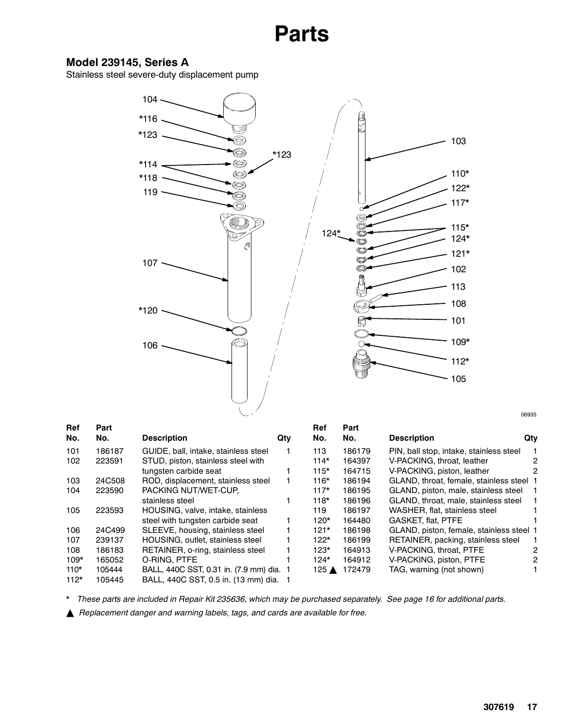# Parts

### Model 239145, Series A

Stainless steel severe-duty displacement pump

06935

| Ref No. | Part No. | Description | Qty |
|---|---|---|---|
| 101 | 186187 | GUIDE, ball, intake, stainless steel | 1 |
| 102 | 223591 | STUD, piston, stainless steel with tungsten carbide seat | 1 |
| 103 | 24C508 | ROD, displacement, stainless steel | 1 |
| 104 | 223590 | PACKING NUT/WET-CUP, stainless steel | 1 |
| 105 | 223593 | HOUSING, valve, intake, stainless steel with tungsten carbide seat | 1 |
| 106 | 24C499 | SLEEVE, housing, stainless steel | 1 |
| 107 | 239137 | HOUSING, outlet, stainless steel | 1 |
| 108 | 186183 | RETAINER, o-ring, stainless steel | 1 |
| 109* | 165052 | O-RING, PTFE | 1 |
| 110* | 105444 | BALL, 440C SST, 0.31 in. (7.9 mm) dia. | 1 |
| 112* | 105445 | BALL, 440C SST, 0.5 in. (13 mm) dia. | 1 |
| 113 | 186179 | PIN, ball stop, intake, stainless steel | 1 |
| 114* | 164397 | V-PACKING, throat, leather | 2 |
| 115* | 164715 | V-PACKING, piston, leather | 2 |
| 116* | 186194 | GLAND, throat, female, stainless steel | 1 |
| 117* | 186195 | GLAND, piston, male, stainless steel | 1 |
| 118* | 186196 | GLAND, throat, male, stainless steel | 1 |
| 119 | 186197 | WASHER, flat, stainless steel | 1 |
| 120* | 164480 | GASKET, flat, PTFE | 1 |
| 121* | 186198 | GLAND, piston, female, stainless steel | 1 |
| 122* | 186199 | RETAINER, packing, stainless steel | 1 |
| 123* | 164913 | V-PACKING, throat, PTFE | 2 |
| 124* | 164912 | V-PACKING, piston, PTFE | 2 |
| 125 ▲ | 172479 | TAG, warning (not shown) | 1 |

* *These parts are included in Repair Kit 235636, which may be purchased separately. See page 16 for additional parts.*

▲ *Replacement danger and warning labels, tags, and cards are available for free.*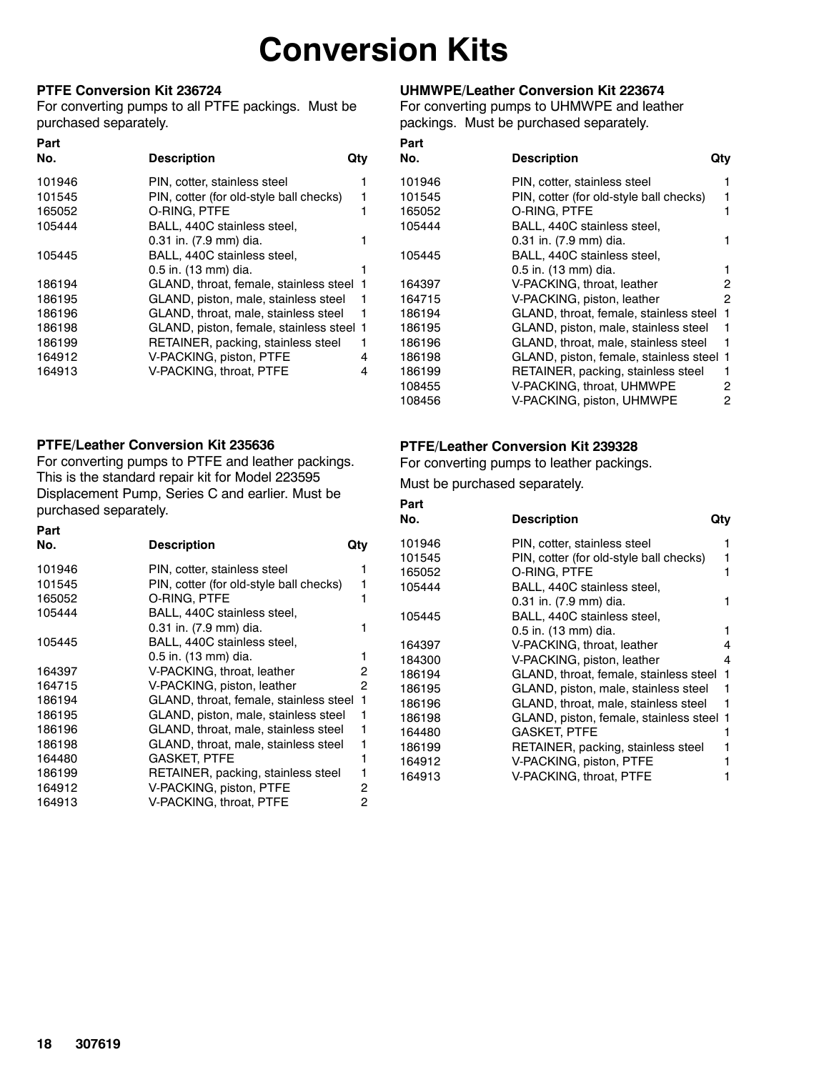# Conversion Kits

### PTFE Conversion Kit 236724

For converting pumps to all PTFE packings. Must be purchased separately.

| Part No. | Description | Qty |
|---|---|---|
| 101946 | PIN, cotter, stainless steel | 1 |
| 101545 | PIN, cotter (for old-style ball checks) | 1 |
| 165052 | O-RING, PTFE | 1 |
| 105444 | BALL, 440C stainless steel, 0.31 in. (7.9 mm) dia. | 1 |
| 105445 | BALL, 440C stainless steel, 0.5 in. (13 mm) dia. | 1 |
| 186194 | GLAND, throat, female, stainless steel | 1 |
| 186195 | GLAND, piston, male, stainless steel | 1 |
| 186196 | GLAND, throat, male, stainless steel | 1 |
| 186198 | GLAND, piston, female, stainless steel | 1 |
| 186199 | RETAINER, packing, stainless steel | 1 |
| 164912 | V-PACKING, piston, PTFE | 4 |
| 164913 | V-PACKING, throat, PTFE | 4 |

### PTFE/Leather Conversion Kit 235636

For converting pumps to PTFE and leather packings. This is the standard repair kit for Model 223595 Displacement Pump, Series C and earlier. Must be purchased separately.

| Part No. | Description | Qty |
|---|---|---|
| 101946 | PIN, cotter, stainless steel | 1 |
| 101545 | PIN, cotter (for old-style ball checks) | 1 |
| 165052 | O-RING, PTFE | 1 |
| 105444 | BALL, 440C stainless steel, 0.31 in. (7.9 mm) dia. | 1 |
| 105445 | BALL, 440C stainless steel, 0.5 in. (13 mm) dia. | 1 |
| 164397 | V-PACKING, throat, leather | 2 |
| 164715 | V-PACKING, piston, leather | 2 |
| 186194 | GLAND, throat, female, stainless steel | 1 |
| 186195 | GLAND, piston, male, stainless steel | 1 |
| 186196 | GLAND, throat, male, stainless steel | 1 |
| 186198 | GLAND, throat, male, stainless steel | 1 |
| 164480 | GASKET, PTFE | 1 |
| 186199 | RETAINER, packing, stainless steel | 1 |
| 164912 | V-PACKING, piston, PTFE | 2 |
| 164913 | V-PACKING, throat, PTFE | 2 |

### UHMWPE/Leather Conversion Kit 223674

For converting pumps to UHMWPE and leather packings. Must be purchased separately.

| Part No. | Description | Qty |
|---|---|---|
| 101946 | PIN, cotter, stainless steel | 1 |
| 101545 | PIN, cotter (for old-style ball checks) | 1 |
| 165052 | O-RING, PTFE | 1 |
| 105444 | BALL, 440C stainless steel, 0.31 in. (7.9 mm) dia. | 1 |
| 105445 | BALL, 440C stainless steel, 0.5 in. (13 mm) dia. | 1 |
| 164397 | V-PACKING, throat, leather | 2 |
| 164715 | V-PACKING, piston, leather | 2 |
| 186194 | GLAND, throat, female, stainless steel | 1 |
| 186195 | GLAND, piston, male, stainless steel | 1 |
| 186196 | GLAND, throat, male, stainless steel | 1 |
| 186198 | GLAND, piston, female, stainless steel | 1 |
| 186199 | RETAINER, packing, stainless steel | 1 |
| 108455 | V-PACKING, throat, UHMWPE | 2 |
| 108456 | V-PACKING, piston, UHMWPE | 2 |

### PTFE/Leather Conversion Kit 239328

For converting pumps to leather packings.

Must be purchased separately.

| Part No. | Description | Qty |
|---|---|---|
| 101946 | PIN, cotter, stainless steel | 1 |
| 101545 | PIN, cotter (for old-style ball checks) | 1 |
| 165052 | O-RING, PTFE | 1 |
| 105444 | BALL, 440C stainless steel, 0.31 in. (7.9 mm) dia. | 1 |
| 105445 | BALL, 440C stainless steel, 0.5 in. (13 mm) dia. | 1 |
| 164397 | V-PACKING, throat, leather | 4 |
| 184300 | V-PACKING, piston, leather | 4 |
| 186194 | GLAND, throat, female, stainless steel | 1 |
| 186195 | GLAND, piston, male, stainless steel | 1 |
| 186196 | GLAND, throat, male, stainless steel | 1 |
| 186198 | GLAND, piston, female, stainless steel | 1 |
| 164480 | GASKET, PTFE | 1 |
| 186199 | RETAINER, packing, stainless steel | 1 |
| 164912 | V-PACKING, piston, PTFE | 1 |
| 164913 | V-PACKING, throat, PTFE | 1 |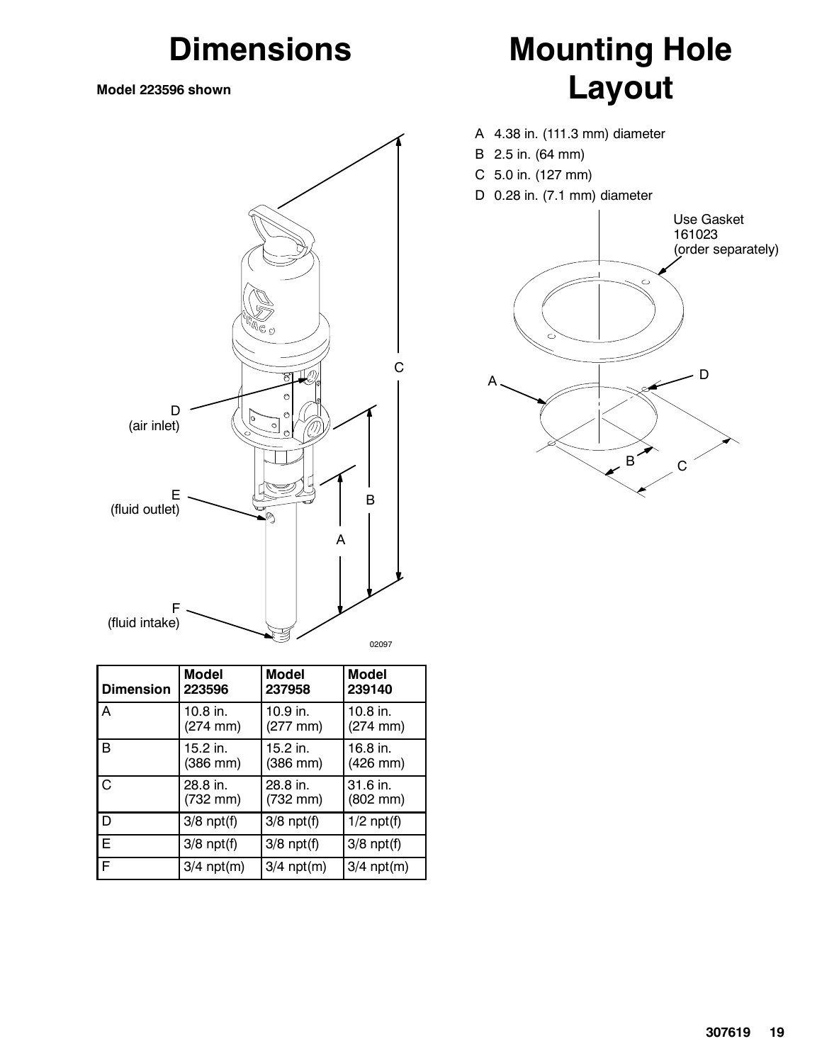# Dimensions

**Model 223596 shown**

D (air inlet)

E (fluid outlet)

F (fluid intake)

02097

| Dimension | Model 223596 | Model 237958 | Model 239140 |
| --- | --- | --- | --- |
| A | 10.8 in. (274 mm) | 10.9 in. (277 mm) | 10.8 in. (274 mm) |
| B | 15.2 in. (386 mm) | 15.2 in. (386 mm) | 16.8 in. (426 mm) |
| C | 28.8 in. (732 mm) | 28.8 in. (732 mm) | 31.6 in. (802 mm) |
| D | 3/8 npt(f) | 3/8 npt(f) | 1/2 npt(f) |
| E | 3/8 npt(f) | 3/8 npt(f) | 3/8 npt(f) |
| F | 3/4 npt(m) | 3/4 npt(m) | 3/4 npt(m) |

# Mounting Hole Layout

A 4.38 in. (111.3 mm) diameter

B 2.5 in. (64 mm)

C 5.0 in. (127 mm)

D 0.28 in. (7.1 mm) diameter

Use Gasket 161023 (order separately)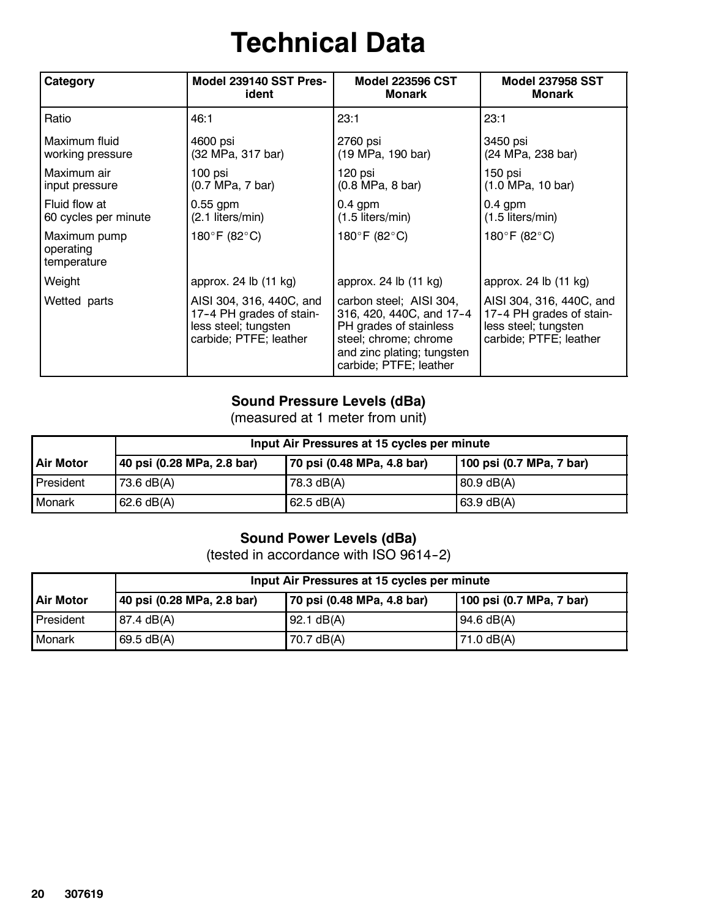# Technical Data

| Category | Model 239140 SST President | Model 223596 CST Monark | Model 237958 SST Monark |
|---|---|---|---|
| Ratio | 46:1 | 23:1 | 23:1 |
| Maximum fluid working pressure | 4600 psi (32 MPa, 317 bar) | 2760 psi (19 MPa, 190 bar) | 3450 psi (24 MPa, 238 bar) |
| Maximum air input pressure | 100 psi (0.7 MPa, 7 bar) | 120 psi (0.8 MPa, 8 bar) | 150 psi (1.0 MPa, 10 bar) |
| Fluid flow at 60 cycles per minute | 0.55 gpm (2.1 liters/min) | 0.4 gpm (1.5 liters/min) | 0.4 gpm (1.5 liters/min) |
| Maximum pump operating temperature | 180°F (82°C) | 180°F (82°C) | 180°F (82°C) |
| Weight | approx. 24 lb (11 kg) | approx. 24 lb (11 kg) | approx. 24 lb (11 kg) |
| Wetted parts | AISI 304, 316, 440C, and 17-4 PH grades of stainless steel; tungsten carbide; PTFE; leather | carbon steel; AISI 304, 316, 420, 440C, and 17-4 PH grades of stainless steel; chrome; chrome and zinc plating; tungsten carbide; PTFE; leather | AISI 304, 316, 440C, and 17-4 PH grades of stainless steel; tungsten carbide; PTFE; leather |

### Sound Pressure Levels (dBa)

(measured at 1 meter from unit)

| | Input Air Pressures at 15 cycles per minute | | |
|---|---|---|---|
| **Air Motor** | **40 psi (0.28 MPa, 2.8 bar)** | **70 psi (0.48 MPa, 4.8 bar)** | **100 psi (0.7 MPa, 7 bar)** |
| President | 73.6 dB(A) | 78.3 dB(A) | 80.9 dB(A) |
| Monark | 62.6 dB(A) | 62.5 dB(A) | 63.9 dB(A) |

### Sound Power Levels (dBa)

(tested in accordance with ISO 9614-2)

| | Input Air Pressures at 15 cycles per minute | | |
|---|---|---|---|
| **Air Motor** | **40 psi (0.28 MPa, 2.8 bar)** | **70 psi (0.48 MPa, 4.8 bar)** | **100 psi (0.7 MPa, 7 bar)** |
| President | 87.4 dB(A) | 92.1 dB(A) | 94.6 dB(A) |
| Monark | 69.5 dB(A) | 70.7 dB(A) | 71.0 dB(A) |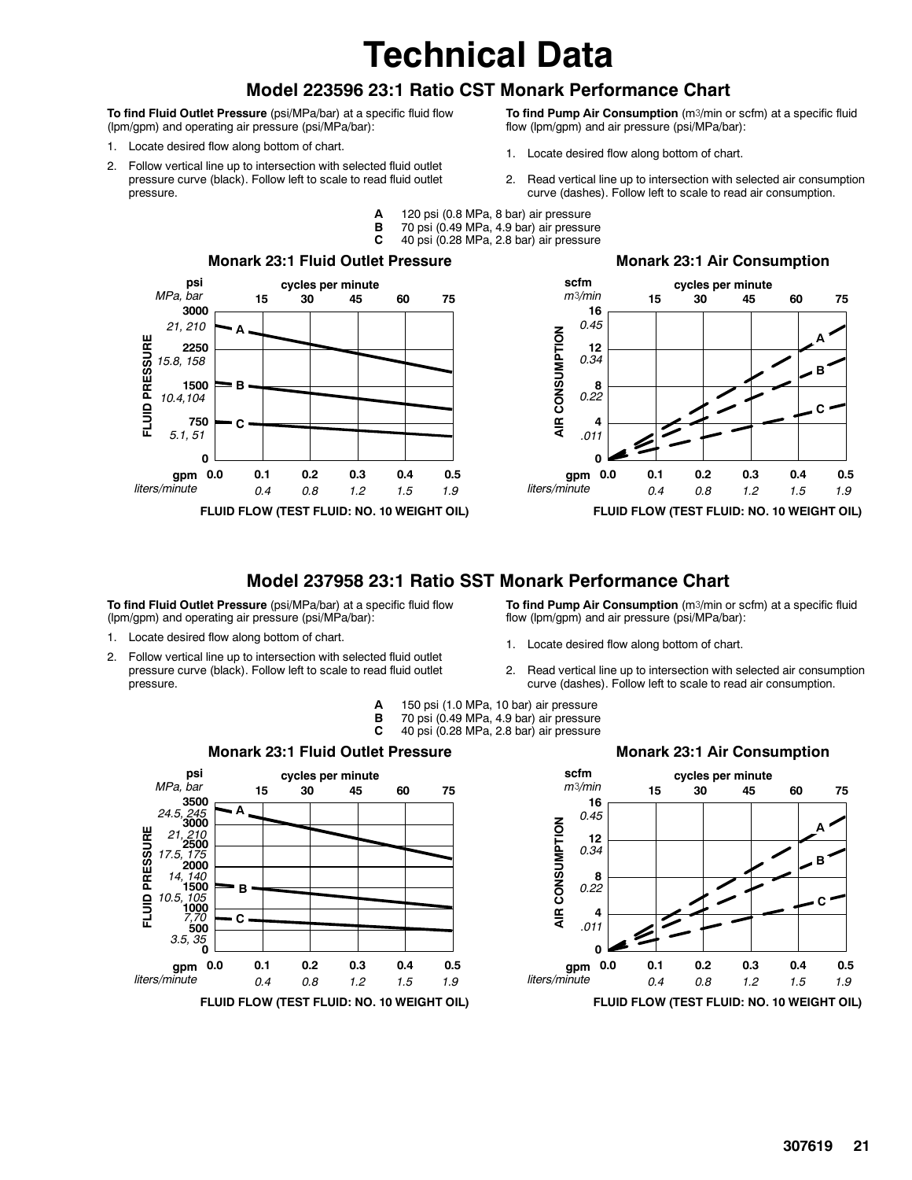# Technical Data

## Model 223596 23:1 Ratio CST Monark Performance Chart

**To find Fluid Outlet Pressure** (psi/MPa/bar) at a specific fluid flow (lpm/gpm) and operating air pressure (psi/MPa/bar):

1. Locate desired flow along bottom of chart.
2. Follow vertical line up to intersection with selected fluid outlet pressure curve (black). Follow left to scale to read fluid outlet pressure.

**To find Pump Air Consumption** ($m^3$/min or scfm) at a specific fluid flow (lpm/gpm) and air pressure (psi/MPa/bar):

1. Locate desired flow along bottom of chart.
2. Read vertical line up to intersection with selected air consumption curve (dashes). Follow left to scale to read air consumption.

**A** 120 psi (0.8 MPa, 8 bar) air pressure
**B** 70 psi (0.49 MPa, 4.9 bar) air pressure
**C** 40 psi (0.28 MPa, 2.8 bar) air pressure

### Monark 23:1 Fluid Outlet Pressure

FLUID PRESSURE: psi (MPa, bar) — 3000 (21, 210); 2250 (15.8, 158); 1500 (10.4,104); 750 (5.1, 51); 0

cycles per minute: 15, 30, 45, 60, 75

gpm (liters/minute): 0.0; 0.1 (0.4); 0.2 (0.8); 0.3 (1.2); 0.4 (1.5); 0.5 (1.9)

FLUID FLOW (TEST FLUID: NO. 10 WEIGHT OIL)

### Monark 23:1 Air Consumption

AIR CONSUMPTION: scfm ($m^3$/min) — 16 (0.45); 12 (0.34); 8 (0.22); 4 (.011); 0

cycles per minute: 15, 30, 45, 60, 75

gpm (liters/minute): 0.0; 0.1 (0.4); 0.2 (0.8); 0.3 (1.2); 0.4 (1.5); 0.5 (1.9)

FLUID FLOW (TEST FLUID: NO. 10 WEIGHT OIL)

## Model 237958 23:1 Ratio SST Monark Performance Chart

**To find Fluid Outlet Pressure** (psi/MPa/bar) at a specific fluid flow (lpm/gpm) and operating air pressure (psi/MPa/bar):

1. Locate desired flow along bottom of chart.
2. Follow vertical line up to intersection with selected fluid outlet pressure curve (black). Follow left to scale to read fluid outlet pressure.

**To find Pump Air Consumption** ($m^3$/min or scfm) at a specific fluid flow (lpm/gpm) and air pressure (psi/MPa/bar):

1. Locate desired flow along bottom of chart.
2. Read vertical line up to intersection with selected air consumption curve (dashes). Follow left to scale to read air consumption.

**A** 150 psi (1.0 MPa, 10 bar) air pressure
**B** 70 psi (0.49 MPa, 4.9 bar) air pressure
**C** 40 psi (0.28 MPa, 2.8 bar) air pressure

### Monark 23:1 Fluid Outlet Pressure

FLUID PRESSURE: psi (MPa, bar) — 3500 (24.5, 245); 3000 (21, 210); 2500 (17.5, 175); 2000 (14, 140); 1500 (10.5, 105); 1000 (7,70); 500 (3.5, 35); 0

cycles per minute: 15, 30, 45, 60, 75

gpm (liters/minute): 0.0; 0.1 (0.4); 0.2 (0.8); 0.3 (1.2); 0.4 (1.5); 0.5 (1.9)

FLUID FLOW (TEST FLUID: NO. 10 WEIGHT OIL)

### Monark 23:1 Air Consumption

AIR CONSUMPTION: scfm ($m^3$/min) — 16 (0.45); 12 (0.34); 8 (0.22); 4 (.011); 0

cycles per minute: 15, 30, 45, 60, 75

gpm (liters/minute): 0.0; 0.1 (0.4); 0.2 (0.8); 0.3 (1.2); 0.4 (1.5); 0.5 (1.9)

FLUID FLOW (TEST FLUID: NO. 10 WEIGHT OIL)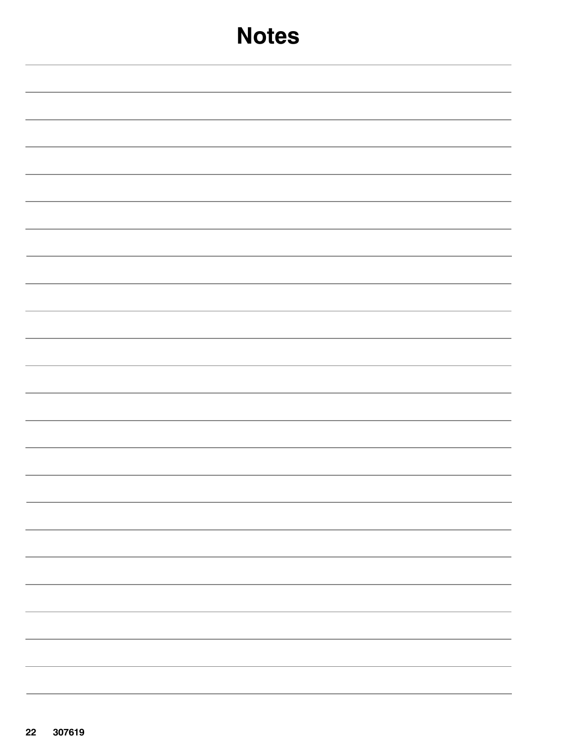# Notes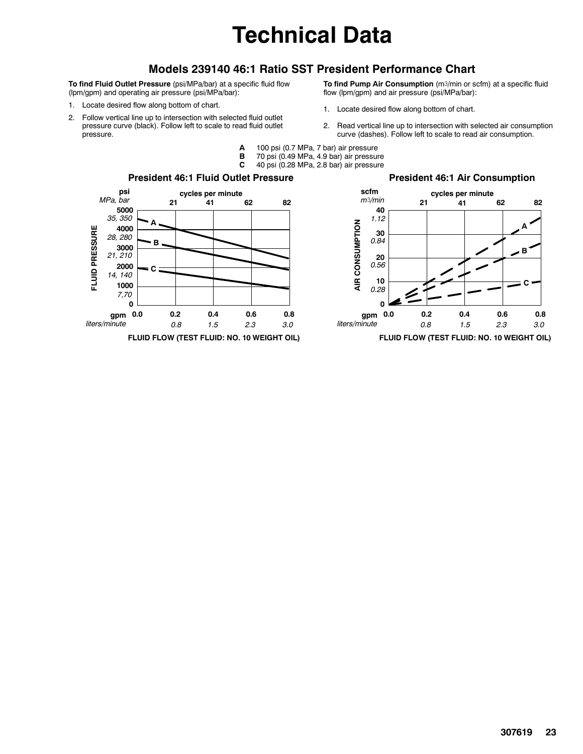# Technical Data

## Models 239140 46:1 Ratio SST President Performance Chart

**To find Fluid Outlet Pressure** (psi/MPa/bar) at a specific fluid flow (lpm/gpm) and operating air pressure (psi/MPa/bar):

1. Locate desired flow along bottom of chart.
2. Follow vertical line up to intersection with selected fluid outlet pressure curve (black). Follow left to scale to read fluid outlet pressure.

**To find Pump Air Consumption** ($m^3$/min or scfm) at a specific fluid flow (lpm/gpm) and air pressure (psi/MPa/bar):

1. Locate desired flow along bottom of chart.
2. Read vertical line up to intersection with selected air consumption curve (dashes). Follow left to scale to read air consumption.

**A** 100 psi (0.7 MPa, 7 bar) air pressure
**B** 70 psi (0.49 MPa, 4.9 bar) air pressure
**C** 40 psi (0.28 MPa, 2.8 bar) air pressure

### President 46:1 Fluid Outlet Pressure

FLUID PRESSURE: psi (*MPa, bar*): 0; 1000 (*7,70*); 2000 (*14, 140*); 3000 (*21, 210*); 4000 (*28, 280*); 5000 (*35, 350*)

cycles per minute: 21, 41, 62, 82

gpm (*liters/minute*): 0.0; 0.2 (*0.8*); 0.4 (*1.5*); 0.6 (*2.3*); 0.8 (*3.0*)

FLUID FLOW (TEST FLUID: NO. 10 WEIGHT OIL)

### President 46:1 Air Consumption

AIR CONSUMPTION: scfm (*m3/min*): 0; 10 (*0.28*); 20 (*0.56*); 30 (*0.84*); 40 (*1.12*)

cycles per minute: 21, 41, 62, 82

gpm (*liters/minute*): 0.0; 0.2 (*0.8*); 0.4 (*1.5*); 0.6 (*2.3*); 0.8 (*3.0*)

FLUID FLOW (TEST FLUID: NO. 10 WEIGHT OIL)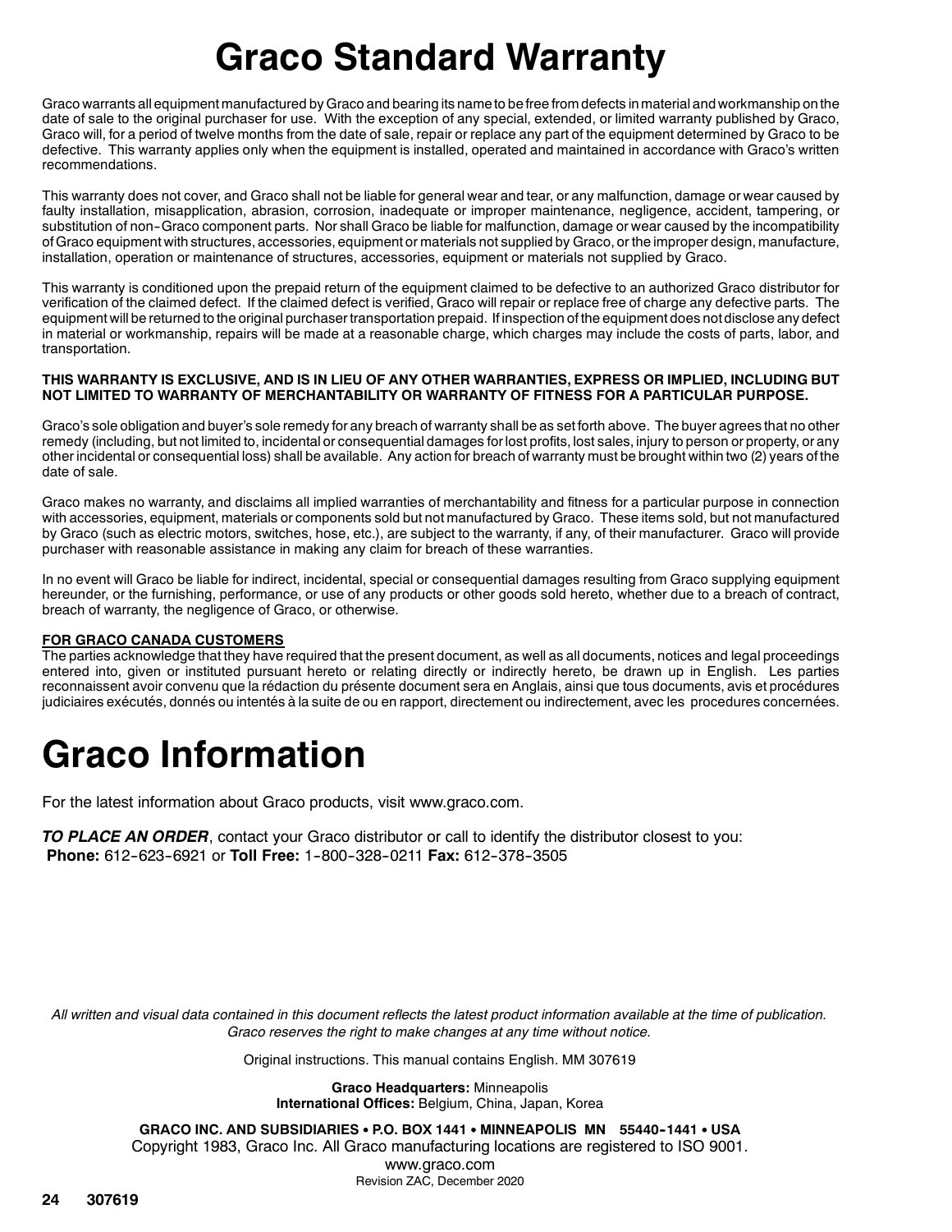# Graco Standard Warranty

Graco warrants all equipment manufactured by Graco and bearing its name to be free from defects in material and workmanship on the date of sale to the original purchaser for use. With the exception of any special, extended, or limited warranty published by Graco, Graco will, for a period of twelve months from the date of sale, repair or replace any part of the equipment determined by Graco to be defective. This warranty applies only when the equipment is installed, operated and maintained in accordance with Graco's written recommendations.

This warranty does not cover, and Graco shall not be liable for general wear and tear, or any malfunction, damage or wear caused by faulty installation, misapplication, abrasion, corrosion, inadequate or improper maintenance, negligence, accident, tampering, or substitution of non-Graco component parts. Nor shall Graco be liable for malfunction, damage or wear caused by the incompatibility of Graco equipment with structures, accessories, equipment or materials not supplied by Graco, or the improper design, manufacture, installation, operation or maintenance of structures, accessories, equipment or materials not supplied by Graco.

This warranty is conditioned upon the prepaid return of the equipment claimed to be defective to an authorized Graco distributor for verification of the claimed defect. If the claimed defect is verified, Graco will repair or replace free of charge any defective parts. The equipment will be returned to the original purchaser transportation prepaid. If inspection of the equipment does not disclose any defect in material or workmanship, repairs will be made at a reasonable charge, which charges may include the costs of parts, labor, and transportation.

**THIS WARRANTY IS EXCLUSIVE, AND IS IN LIEU OF ANY OTHER WARRANTIES, EXPRESS OR IMPLIED, INCLUDING BUT NOT LIMITED TO WARRANTY OF MERCHANTABILITY OR WARRANTY OF FITNESS FOR A PARTICULAR PURPOSE.**

Graco's sole obligation and buyer's sole remedy for any breach of warranty shall be as set forth above. The buyer agrees that no other remedy (including, but not limited to, incidental or consequential damages for lost profits, lost sales, injury to person or property, or any other incidental or consequential loss) shall be available. Any action for breach of warranty must be brought within two (2) years of the date of sale.

Graco makes no warranty, and disclaims all implied warranties of merchantability and fitness for a particular purpose in connection with accessories, equipment, materials or components sold but not manufactured by Graco. These items sold, but not manufactured by Graco (such as electric motors, switches, hose, etc.), are subject to the warranty, if any, of their manufacturer. Graco will provide purchaser with reasonable assistance in making any claim for breach of these warranties.

In no event will Graco be liable for indirect, incidental, special or consequential damages resulting from Graco supplying equipment hereunder, or the furnishing, performance, or use of any products or other goods sold hereto, whether due to a breach of contract, breach of warranty, the negligence of Graco, or otherwise.

**FOR GRACO CANADA CUSTOMERS**

The parties acknowledge that they have required that the present document, as well as all documents, notices and legal proceedings entered into, given or instituted pursuant hereto or relating directly or indirectly hereto, be drawn up in English. Les parties reconnaissent avoir convenu que la rédaction du présente document sera en Anglais, ainsi que tous documents, avis et procédures judiciaires exécutés, donnés ou intentés à la suite de ou en rapport, directement ou indirectement, avec les procedures concernées.

# Graco Information

For the latest information about Graco products, visit www.graco.com.

***TO PLACE AN ORDER***, contact your Graco distributor or call to identify the distributor closest to you:
**Phone:** 612-623-6921 or **Toll Free:** 1-800-328-0211 **Fax:** 612-378-3505

*All written and visual data contained in this document reflects the latest product information available at the time of publication. Graco reserves the right to make changes at any time without notice.*

Original instructions. This manual contains English. MM 307619

**Graco Headquarters:** Minneapolis
**International Offices:** Belgium, China, Japan, Korea

**GRACO INC. AND SUBSIDIARIES • P.O. BOX 1441 • MINNEAPOLIS MN 55440-1441 • USA**
Copyright 1983, Graco Inc. All Graco manufacturing locations are registered to ISO 9001.
www.graco.com
Revision ZAC, December 2020